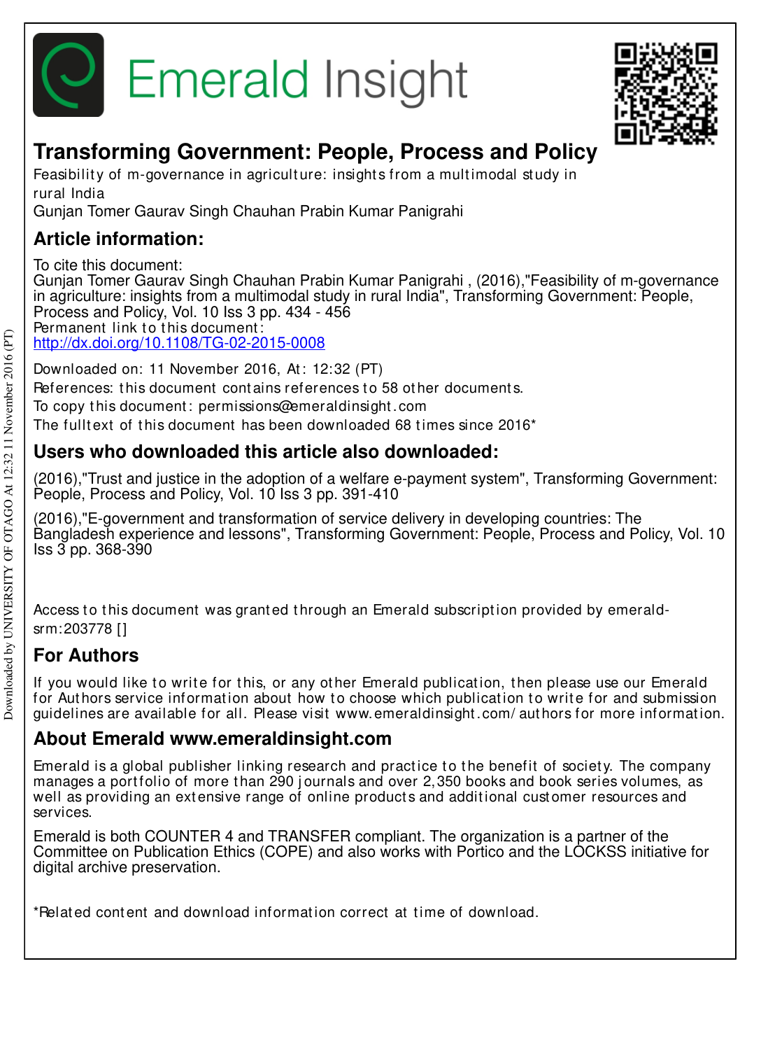Emerald Insight

# Transforming Government: People, Process and Policy

Feasibility of m-governance in agriculture: insights from a multimodal study in rural India

Gunjan Tomer Gaurav Singh Chauhan Prabin Kumar Panigrahi

## Article information:

To cite this document:

Gunjan Tomer Gaurav Singh Chauhan Prabin Kumar Panigrahi , (2016),"Feasibility of m-governance in agriculture: insights from a multimodal study in rural India", Transforming Government: People, Process and Policy, Vol. 10 Iss 3 pp. 434 - 456

Permanent link to this document:

http://dx.doi.org/10.1108/TG-02-2015-0008

Downloaded on: 11 November 2016, At: 12:32 (PT)

References: this document contains references to 58 other documents.

To copy this document: permissions@emeraldinsight.com

The fulltext of this document has been downloaded 68 times since 2016*

## Users who downloaded this article also downloaded:

(2016),"Trust and justice in the adoption of a welfare e-payment system", Transforming Government: People, Process and Policy, Vol. 10 Iss 3 pp. 391-410

(2016),"E-government and transformation of service delivery in developing countries: The Bangladesh experience and lessons", Transforming Government: People, Process and Policy, Vol. 10 Iss 3 pp. 368-390

Access to this document was granted through an Emerald subscription provided by emerald-srm:203778 []

## For Authors

If you would like to write for this, or any other Emerald publication, then please use our Emerald for Authors service information about how to choose which publication to write for and submission guidelines are available for all. Please visit www.emeraldinsight.com/authors for more information.

## About Emerald www.emeraldinsight.com

Emerald is a global publisher linking research and practice to the benefit of society. The company manages a portfolio of more than 290 journals and over 2,350 books and book series volumes, as well as providing an extensive range of online products and additional customer resources and services.

Emerald is both COUNTER 4 and TRANSFER compliant. The organization is a partner of the Committee on Publication Ethics (COPE) and also works with Portico and the LOCKSS initiative for digital archive preservation.

*Related content and download information correct at time of download.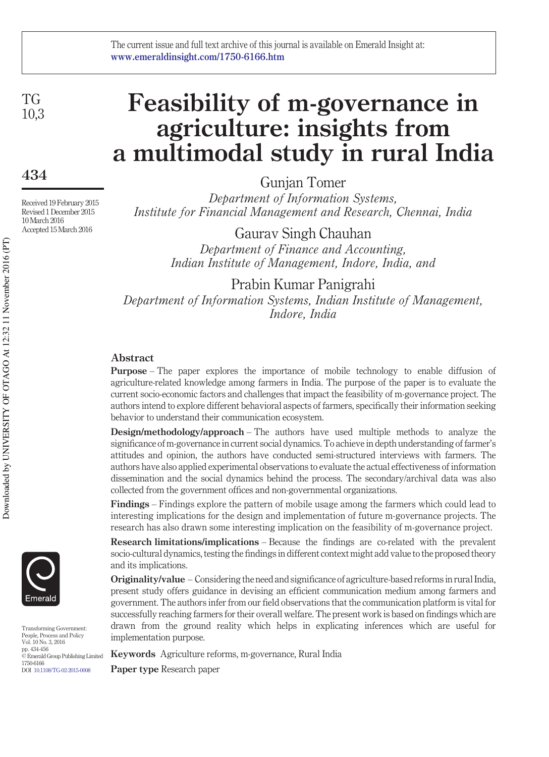The current issue and full text archive of this journal is available on Emerald Insight at: www.emeraldinsight.com/1750-6166.htm

# Feasibility of m-governance in agriculture: insights from a multimodal study in rural India

Gunjan Tomer
*Department of Information Systems, Institute for Financial Management and Research, Chennai, India*

Gaurav Singh Chauhan
*Department of Finance and Accounting, Indian Institute of Management, Indore, India, and*

Prabin Kumar Panigrahi
*Department of Information Systems, Indian Institute of Management, Indore, India*

Received 19 February 2015
Revised 1 December 2015
10 March 2016
Accepted 15 March 2016

## Abstract

**Purpose** – The paper explores the importance of mobile technology to enable diffusion of agriculture-related knowledge among farmers in India. The purpose of the paper is to evaluate the current socio-economic factors and challenges that impact the feasibility of m-governance project. The authors intend to explore different behavioral aspects of farmers, specifically their information seeking behavior to understand their communication ecosystem.

**Design/methodology/approach** – The authors have used multiple methods to analyze the significance of m-governance in current social dynamics. To achieve in depth understanding of farmer's attitudes and opinion, the authors have conducted semi-structured interviews with farmers. The authors have also applied experimental observations to evaluate the actual effectiveness of information dissemination and the social dynamics behind the process. The secondary/archival data was also collected from the government offices and non-governmental organizations.

**Findings** – Findings explore the pattern of mobile usage among the farmers which could lead to interesting implications for the design and implementation of future m-governance projects. The research has also drawn some interesting implication on the feasibility of m-governance project.

**Research limitations/implications** – Because the findings are co-related with the prevalent socio-cultural dynamics, testing the findings in different context might add value to the proposed theory and its implications.

**Originality/value** – Considering the need and significance of agriculture-based reforms in rural India, present study offers guidance in devising an efficient communication medium among farmers and government. The authors infer from our field observations that the communication platform is vital for successfully reaching farmers for their overall welfare. The present work is based on findings which are drawn from the ground reality which helps in explicating inferences which are useful for implementation purpose.

**Keywords** Agriculture reforms, m-governance, Rural India

**Paper type** Research paper

Transforming Government: People, Process and Policy
Vol. 10 No. 3, 2016
pp. 434-456
© Emerald Group Publishing Limited
1750-6166
DOI 10.1108/TG-02-2015-0008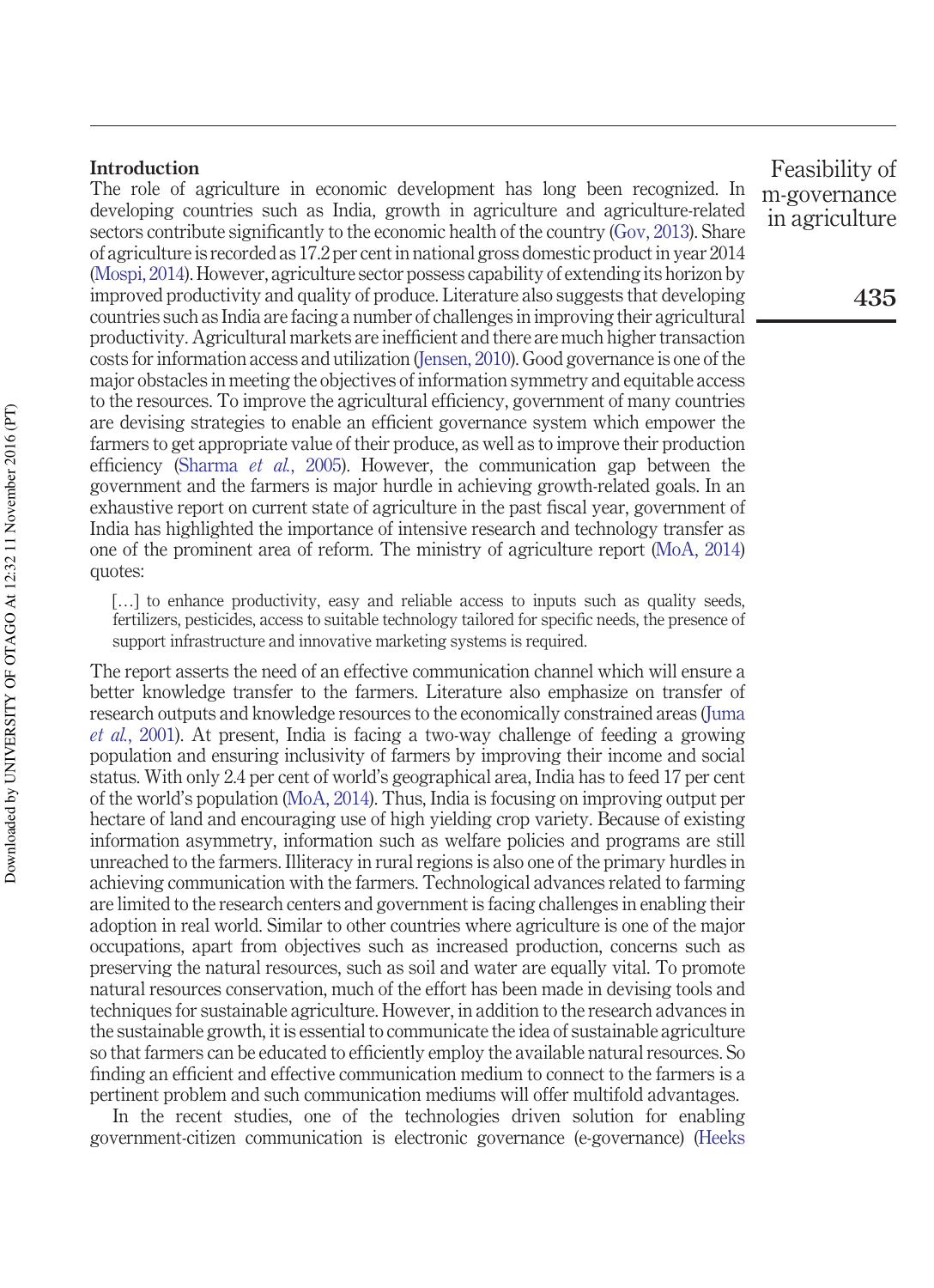## Introduction

The role of agriculture in economic development has long been recognized. In developing countries such as India, growth in agriculture and agriculture-related sectors contribute significantly to the economic health of the country (Gov, 2013). Share of agriculture is recorded as 17.2 per cent in national gross domestic product in year 2014 (Mospi, 2014). However, agriculture sector possess capability of extending its horizon by improved productivity and quality of produce. Literature also suggests that developing countries such as India are facing a number of challenges in improving their agricultural productivity. Agricultural markets are inefficient and there are much higher transaction costs for information access and utilization (Jensen, 2010). Good governance is one of the major obstacles in meeting the objectives of information symmetry and equitable access to the resources. To improve the agricultural efficiency, government of many countries are devising strategies to enable an efficient governance system which empower the farmers to get appropriate value of their produce, as well as to improve their production efficiency (Sharma *et al.*, 2005). However, the communication gap between the government and the farmers is major hurdle in achieving growth-related goals. In an exhaustive report on current state of agriculture in the past fiscal year, government of India has highlighted the importance of intensive research and technology transfer as one of the prominent area of reform. The ministry of agriculture report (MoA, 2014) quotes:

> […] to enhance productivity, easy and reliable access to inputs such as quality seeds, fertilizers, pesticides, access to suitable technology tailored for specific needs, the presence of support infrastructure and innovative marketing systems is required.

The report asserts the need of an effective communication channel which will ensure a better knowledge transfer to the farmers. Literature also emphasize on transfer of research outputs and knowledge resources to the economically constrained areas (Juma *et al.*, 2001). At present, India is facing a two-way challenge of feeding a growing population and ensuring inclusivity of farmers by improving their income and social status. With only 2.4 per cent of world's geographical area, India has to feed 17 per cent of the world's population (MoA, 2014). Thus, India is focusing on improving output per hectare of land and encouraging use of high yielding crop variety. Because of existing information asymmetry, information such as welfare policies and programs are still unreached to the farmers. Illiteracy in rural regions is also one of the primary hurdles in achieving communication with the farmers. Technological advances related to farming are limited to the research centers and government is facing challenges in enabling their adoption in real world. Similar to other countries where agriculture is one of the major occupations, apart from objectives such as increased production, concerns such as preserving the natural resources, such as soil and water are equally vital. To promote natural resources conservation, much of the effort has been made in devising tools and techniques for sustainable agriculture. However, in addition to the research advances in the sustainable growth, it is essential to communicate the idea of sustainable agriculture so that farmers can be educated to efficiently employ the available natural resources. So finding an efficient and effective communication medium to connect to the farmers is a pertinent problem and such communication mediums will offer multifold advantages.

In the recent studies, one of the technologies driven solution for enabling government-citizen communication is electronic governance (e-governance) (Heeks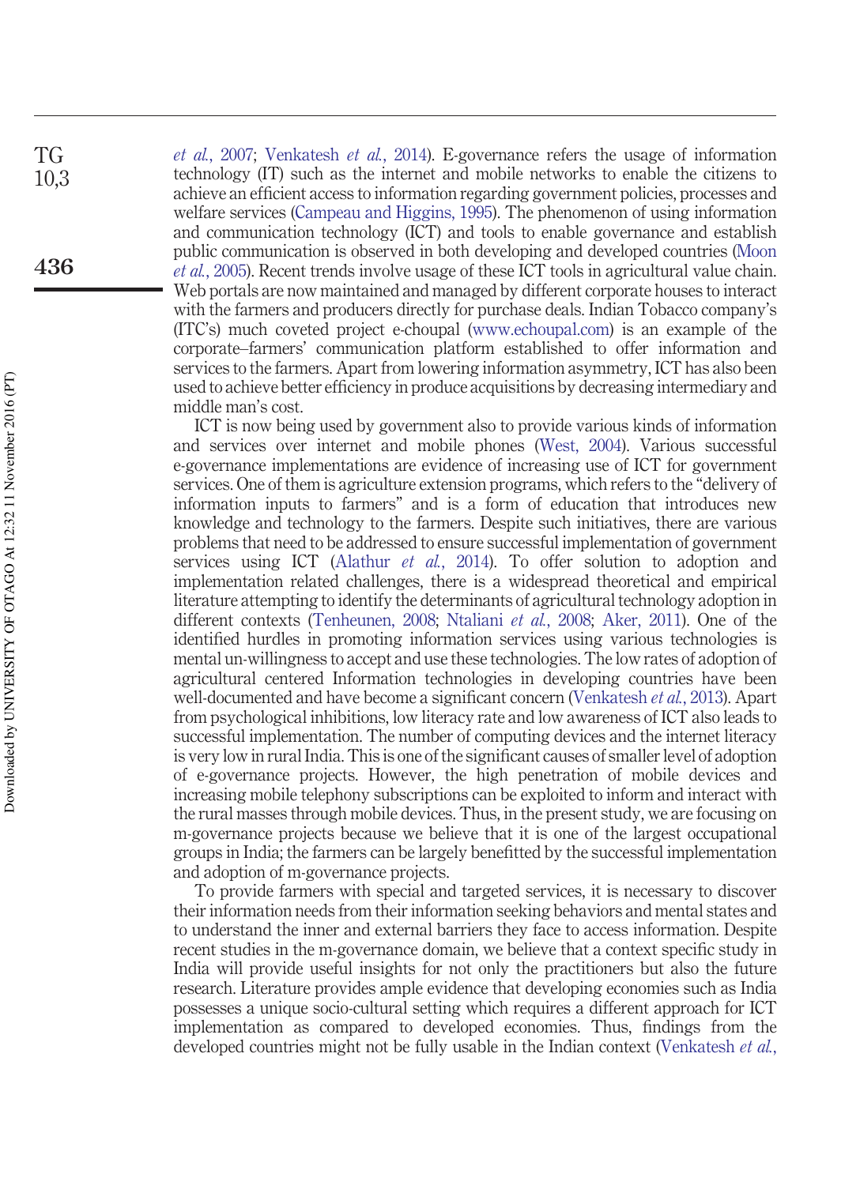*et al.*, 2007; Venkatesh *et al.*, 2014). E-governance refers the usage of information technology (IT) such as the internet and mobile networks to enable the citizens to achieve an efficient access to information regarding government policies, processes and welfare services (Campeau and Higgins, 1995). The phenomenon of using information and communication technology (ICT) and tools to enable governance and establish public communication is observed in both developing and developed countries (Moon *et al.*, 2005). Recent trends involve usage of these ICT tools in agricultural value chain. Web portals are now maintained and managed by different corporate houses to interact with the farmers and producers directly for purchase deals. Indian Tobacco company's (ITC's) much coveted project e-choupal (www.echoupal.com) is an example of the corporate–farmers' communication platform established to offer information and services to the farmers. Apart from lowering information asymmetry, ICT has also been used to achieve better efficiency in produce acquisitions by decreasing intermediary and middle man's cost.

ICT is now being used by government also to provide various kinds of information and services over internet and mobile phones (West, 2004). Various successful e-governance implementations are evidence of increasing use of ICT for government services. One of them is agriculture extension programs, which refers to the "delivery of information inputs to farmers" and is a form of education that introduces new knowledge and technology to the farmers. Despite such initiatives, there are various problems that need to be addressed to ensure successful implementation of government services using ICT (Alathur *et al.*, 2014). To offer solution to adoption and implementation related challenges, there is a widespread theoretical and empirical literature attempting to identify the determinants of agricultural technology adoption in different contexts (Tenheunen, 2008; Ntaliani *et al.*, 2008; Aker, 2011). One of the identified hurdles in promoting information services using various technologies is mental un-willingness to accept and use these technologies. The low rates of adoption of agricultural centered Information technologies in developing countries have been well-documented and have become a significant concern (Venkatesh *et al.*, 2013). Apart from psychological inhibitions, low literacy rate and low awareness of ICT also leads to successful implementation. The number of computing devices and the internet literacy is very low in rural India. This is one of the significant causes of smaller level of adoption of e-governance projects. However, the high penetration of mobile devices and increasing mobile telephony subscriptions can be exploited to inform and interact with the rural masses through mobile devices. Thus, in the present study, we are focusing on m-governance projects because we believe that it is one of the largest occupational groups in India; the farmers can be largely benefitted by the successful implementation and adoption of m-governance projects.

To provide farmers with special and targeted services, it is necessary to discover their information needs from their information seeking behaviors and mental states and to understand the inner and external barriers they face to access information. Despite recent studies in the m-governance domain, we believe that a context specific study in India will provide useful insights for not only the practitioners but also the future research. Literature provides ample evidence that developing economies such as India possesses a unique socio-cultural setting which requires a different approach for ICT implementation as compared to developed economies. Thus, findings from the developed countries might not be fully usable in the Indian context (Venkatesh *et al.*,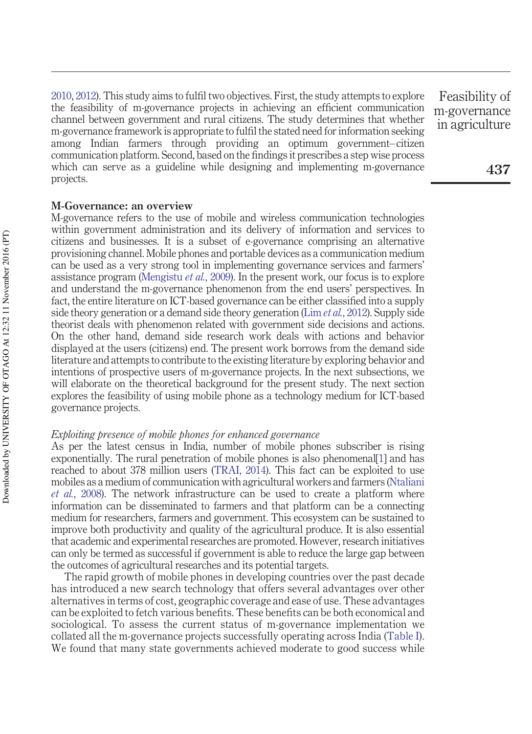2010, 2012). This study aims to fulfil two objectives. First, the study attempts to explore the feasibility of m-governance projects in achieving an efficient communication channel between government and rural citizens. The study determines that whether m-governance framework is appropriate to fulfil the stated need for information seeking among Indian farmers through providing an optimum government–citizen communication platform. Second, based on the findings it prescribes a step wise process which can serve as a guideline while designing and implementing m-governance projects.

## M-Governance: an overview

M-governance refers to the use of mobile and wireless communication technologies within government administration and its delivery of information and services to citizens and businesses. It is a subset of e-governance comprising an alternative provisioning channel. Mobile phones and portable devices as a communication medium can be used as a very strong tool in implementing governance services and farmers' assistance program (Mengistu *et al.*, 2009). In the present work, our focus is to explore and understand the m-governance phenomenon from the end users' perspectives. In fact, the entire literature on ICT-based governance can be either classified into a supply side theory generation or a demand side theory generation (Lim *et al.*, 2012). Supply side theorist deals with phenomenon related with government side decisions and actions. On the other hand, demand side research work deals with actions and behavior displayed at the users (citizens) end. The present work borrows from the demand side literature and attempts to contribute to the existing literature by exploring behavior and intentions of prospective users of m-governance projects. In the next subsections, we will elaborate on the theoretical background for the present study. The next section explores the feasibility of using mobile phone as a technology medium for ICT-based governance projects.

### *Exploiting presence of mobile phones for enhanced governance*

As per the latest census in India, number of mobile phones subscriber is rising exponentially. The rural penetration of mobile phones is also phenomenal[1] and has reached to about 378 million users (TRAI, 2014). This fact can be exploited to use mobiles as a medium of communication with agricultural workers and farmers (Ntaliani *et al.*, 2008). The network infrastructure can be used to create a platform where information can be disseminated to farmers and that platform can be a connecting medium for researchers, farmers and government. This ecosystem can be sustained to improve both productivity and quality of the agricultural produce. It is also essential that academic and experimental researches are promoted. However, research initiatives can only be termed as successful if government is able to reduce the large gap between the outcomes of agricultural researches and its potential targets.

The rapid growth of mobile phones in developing countries over the past decade has introduced a new search technology that offers several advantages over other alternatives in terms of cost, geographic coverage and ease of use. These advantages can be exploited to fetch various benefits. These benefits can be both economical and sociological. To assess the current status of m-governance implementation we collated all the m-governance projects successfully operating across India (Table I). We found that many state governments achieved moderate to good success while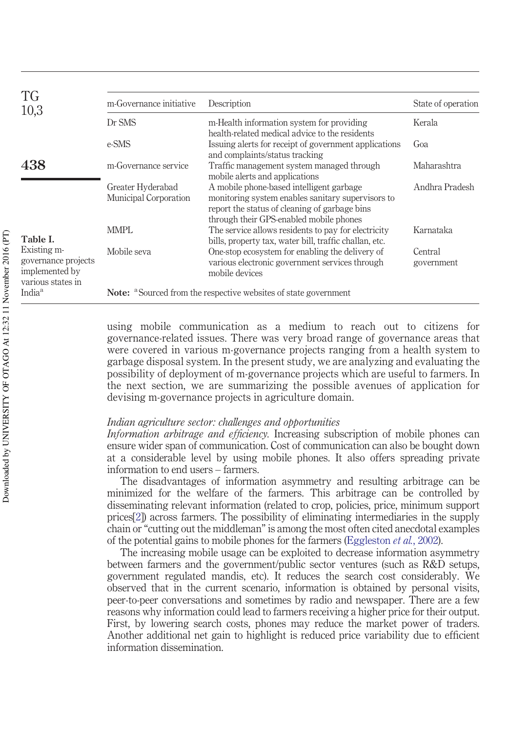Table I. Existing m-governance projects implemented by various states in India[a]

| m-Governance initiative | Description | State of operation |
|---|---|---|
| Dr SMS | m-Health information system for providing health-related medical advice to the residents | Kerala |
| e-SMS | Issuing alerts for receipt of government applications and complaints/status tracking | Goa |
| m-Governance service | Traffic management system managed through mobile alerts and applications | Maharashtra |
| Greater Hyderabad Municipal Corporation | A mobile phone-based intelligent garbage monitoring system enables sanitary supervisors to report the status of cleaning of garbage bins through their GPS-enabled mobile phones | Andhra Pradesh |
| MMPL | The service allows residents to pay for electricity bills, property tax, water bill, traffic challan, etc. | Karnataka |
| Mobile seva | One-stop ecosystem for enabling the delivery of various electronic government services through mobile devices | Central government |

**Note:** [a] Sourced from the respective websites of state government

using mobile communication as a medium to reach out to citizens for governance-related issues. There was very broad range of governance areas that were covered in various m-governance projects ranging from a health system to garbage disposal system. In the present study, we are analyzing and evaluating the possibility of deployment of m-governance projects which are useful to farmers. In the next section, we are summarizing the possible avenues of application for devising m-governance projects in agriculture domain.

*Indian agriculture sector: challenges and opportunities*

*Information arbitrage and efficiency.* Increasing subscription of mobile phones can ensure wider span of communication. Cost of communication can also be bought down at a considerable level by using mobile phones. It also offers spreading private information to end users – farmers.

The disadvantages of information asymmetry and resulting arbitrage can be minimized for the welfare of the farmers. This arbitrage can be controlled by disseminating relevant information (related to crop, policies, price, minimum support prices[2]) across farmers. The possibility of eliminating intermediaries in the supply chain or "cutting out the middleman" is among the most often cited anecdotal examples of the potential gains to mobile phones for the farmers (Eggleston *et al.*, 2002).

The increasing mobile usage can be exploited to decrease information asymmetry between farmers and the government/public sector ventures (such as R&D setups, government regulated mandis, etc). It reduces the search cost considerably. We observed that in the current scenario, information is obtained by personal visits, peer-to-peer conversations and sometimes by radio and newspaper. There are a few reasons why information could lead to farmers receiving a higher price for their output. First, by lowering search costs, phones may reduce the market power of traders. Another additional net gain to highlight is reduced price variability due to efficient information dissemination.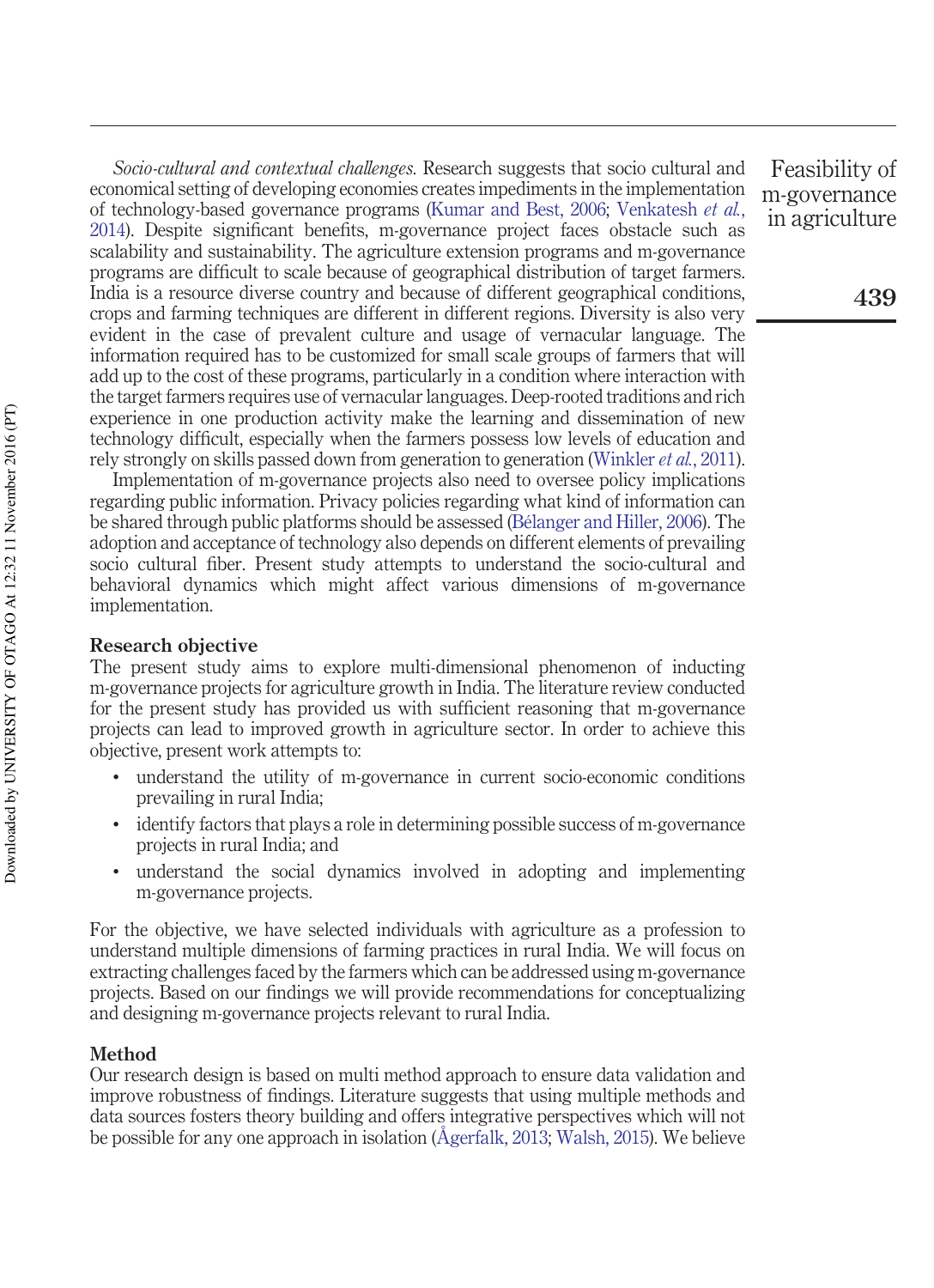*Socio-cultural and contextual challenges.* Research suggests that socio cultural and economical setting of developing economies creates impediments in the implementation of technology-based governance programs (Kumar and Best, 2006; Venkatesh *et al.*, 2014). Despite significant benefits, m-governance project faces obstacle such as scalability and sustainability. The agriculture extension programs and m-governance programs are difficult to scale because of geographical distribution of target farmers. India is a resource diverse country and because of different geographical conditions, crops and farming techniques are different in different regions. Diversity is also very evident in the case of prevalent culture and usage of vernacular language. The information required has to be customized for small scale groups of farmers that will add up to the cost of these programs, particularly in a condition where interaction with the target farmers requires use of vernacular languages. Deep-rooted traditions and rich experience in one production activity make the learning and dissemination of new technology difficult, especially when the farmers possess low levels of education and rely strongly on skills passed down from generation to generation (Winkler *et al.*, 2011).

Implementation of m-governance projects also need to oversee policy implications regarding public information. Privacy policies regarding what kind of information can be shared through public platforms should be assessed (Bélanger and Hiller, 2006). The adoption and acceptance of technology also depends on different elements of prevailing socio cultural fiber. Present study attempts to understand the socio-cultural and behavioral dynamics which might affect various dimensions of m-governance implementation.

## Research objective

The present study aims to explore multi-dimensional phenomenon of inducting m-governance projects for agriculture growth in India. The literature review conducted for the present study has provided us with sufficient reasoning that m-governance projects can lead to improved growth in agriculture sector. In order to achieve this objective, present work attempts to:

- understand the utility of m-governance in current socio-economic conditions prevailing in rural India;
- identify factors that plays a role in determining possible success of m-governance projects in rural India; and
- understand the social dynamics involved in adopting and implementing m-governance projects.

For the objective, we have selected individuals with agriculture as a profession to understand multiple dimensions of farming practices in rural India. We will focus on extracting challenges faced by the farmers which can be addressed using m-governance projects. Based on our findings we will provide recommendations for conceptualizing and designing m-governance projects relevant to rural India.

## Method

Our research design is based on multi method approach to ensure data validation and improve robustness of findings. Literature suggests that using multiple methods and data sources fosters theory building and offers integrative perspectives which will not be possible for any one approach in isolation (Ågerfalk, 2013; Walsh, 2015). We believe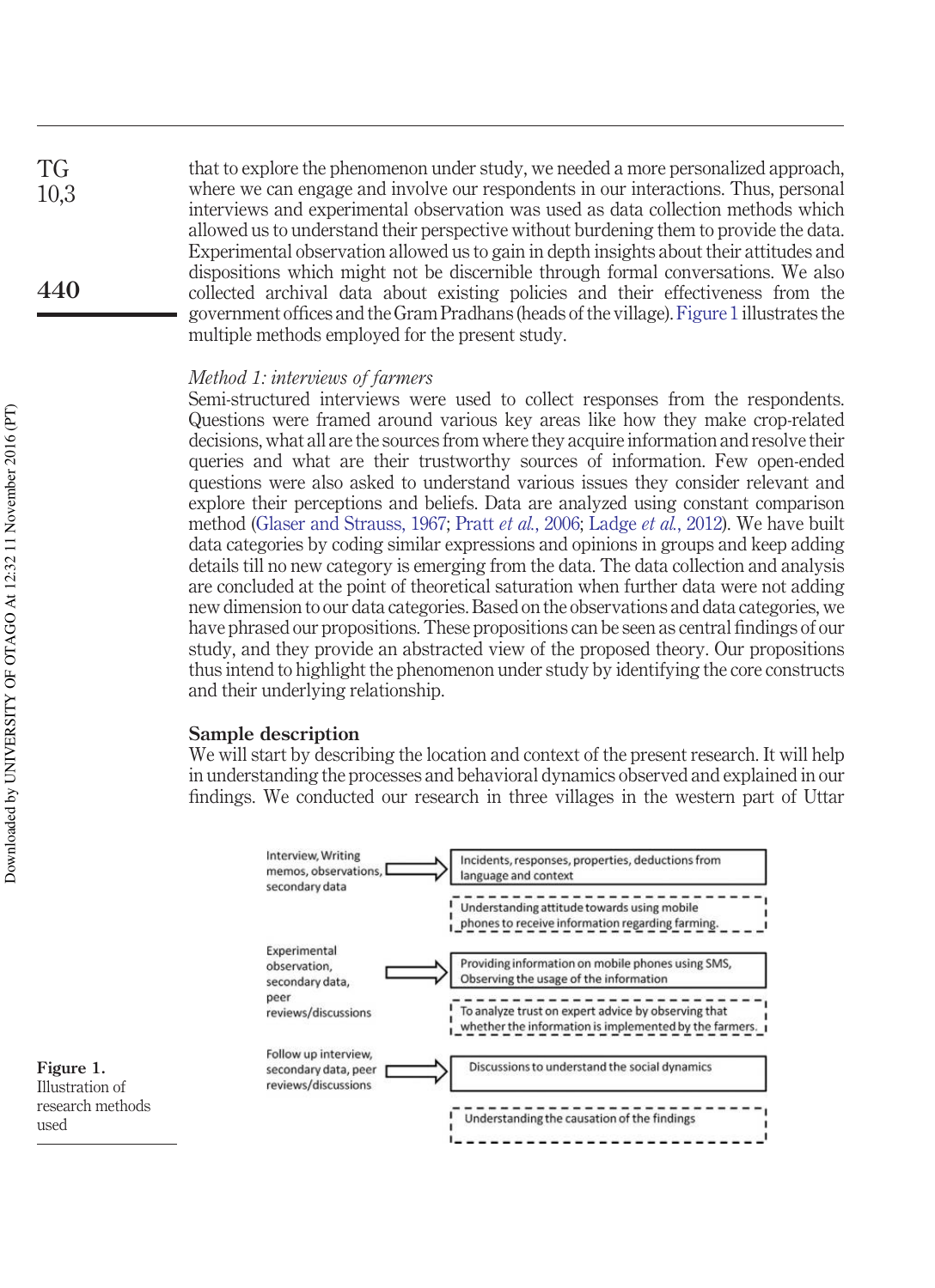that to explore the phenomenon under study, we needed a more personalized approach, where we can engage and involve our respondents in our interactions. Thus, personal interviews and experimental observation was used as data collection methods which allowed us to understand their perspective without burdening them to provide the data. Experimental observation allowed us to gain in depth insights about their attitudes and dispositions which might not be discernible through formal conversations. We also collected archival data about existing policies and their effectiveness from the government offices and the Gram Pradhans (heads of the village). Figure 1 illustrates the multiple methods employed for the present study.

*Method 1: interviews of farmers*

Semi-structured interviews were used to collect responses from the respondents. Questions were framed around various key areas like how they make crop-related decisions, what all are the sources from where they acquire information and resolve their queries and what are their trustworthy sources of information. Few open-ended questions were also asked to understand various issues they consider relevant and explore their perceptions and beliefs. Data are analyzed using constant comparison method (Glaser and Strauss, 1967; Pratt *et al.*, 2006; Ladge *et al.*, 2012). We have built data categories by coding similar expressions and opinions in groups and keep adding details till no new category is emerging from the data. The data collection and analysis are concluded at the point of theoretical saturation when further data were not adding new dimension to our data categories. Based on the observations and data categories, we have phrased our propositions. These propositions can be seen as central findings of our study, and they provide an abstracted view of the proposed theory. Our propositions thus intend to highlight the phenomenon under study by identifying the core constructs and their underlying relationship.

## Sample description

We will start by describing the location and context of the present research. It will help in understanding the processes and behavioral dynamics observed and explained in our findings. We conducted our research in three villages in the western part of Uttar

Interview, Writing memos, observations, secondary data → Incidents, responses, properties, deductions from language and context

Understanding attitude towards using mobile phones to receive information regarding farming.

Experimental observation, secondary data, peer reviews/discussions → Providing information on mobile phones using SMS, Observing the usage of the information

To analyze trust on expert advice by observing that whether the information is implemented by the farmers.

Follow up interview, secondary data, peer reviews/discussions → Discussions to understand the social dynamics

Understanding the causation of the findings

**Figure 1.** Illustration of research methods used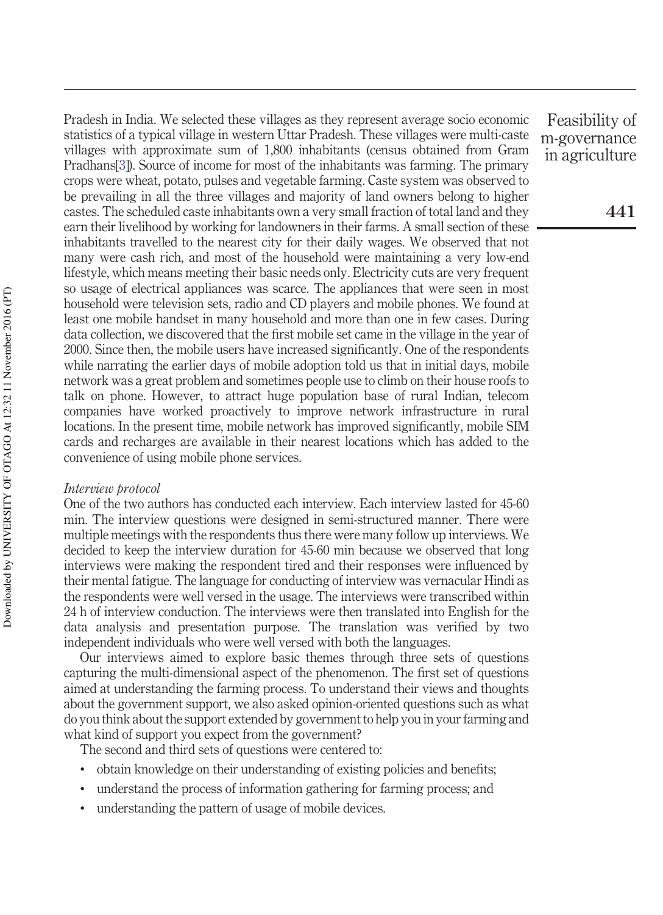Pradesh in India. We selected these villages as they represent average socio economic statistics of a typical village in western Uttar Pradesh. These villages were multi-caste villages with approximate sum of 1,800 inhabitants (census obtained from Gram Pradhans[3]). Source of income for most of the inhabitants was farming. The primary crops were wheat, potato, pulses and vegetable farming. Caste system was observed to be prevailing in all the three villages and majority of land owners belong to higher castes. The scheduled caste inhabitants own a very small fraction of total land and they earn their livelihood by working for landowners in their farms. A small section of these inhabitants travelled to the nearest city for their daily wages. We observed that not many were cash rich, and most of the household were maintaining a very low-end lifestyle, which means meeting their basic needs only. Electricity cuts are very frequent so usage of electrical appliances was scarce. The appliances that were seen in most household were television sets, radio and CD players and mobile phones. We found at least one mobile handset in many household and more than one in few cases. During data collection, we discovered that the first mobile set came in the village in the year of 2000. Since then, the mobile users have increased significantly. One of the respondents while narrating the earlier days of mobile adoption told us that in initial days, mobile network was a great problem and sometimes people use to climb on their house roofs to talk on phone. However, to attract huge population base of rural Indian, telecom companies have worked proactively to improve network infrastructure in rural locations. In the present time, mobile network has improved significantly, mobile SIM cards and recharges are available in their nearest locations which has added to the convenience of using mobile phone services.

*Interview protocol*

One of the two authors has conducted each interview. Each interview lasted for 45-60 min. The interview questions were designed in semi-structured manner. There were multiple meetings with the respondents thus there were many follow up interviews. We decided to keep the interview duration for 45-60 min because we observed that long interviews were making the respondent tired and their responses were influenced by their mental fatigue. The language for conducting of interview was vernacular Hindi as the respondents were well versed in the usage. The interviews were transcribed within 24 h of interview conduction. The interviews were then translated into English for the data analysis and presentation purpose. The translation was verified by two independent individuals who were well versed with both the languages.

Our interviews aimed to explore basic themes through three sets of questions capturing the multi-dimensional aspect of the phenomenon. The first set of questions aimed at understanding the farming process. To understand their views and thoughts about the government support, we also asked opinion-oriented questions such as what do you think about the support extended by government to help you in your farming and what kind of support you expect from the government?

The second and third sets of questions were centered to:

- obtain knowledge on their understanding of existing policies and benefits;
- understand the process of information gathering for farming process; and
- understanding the pattern of usage of mobile devices.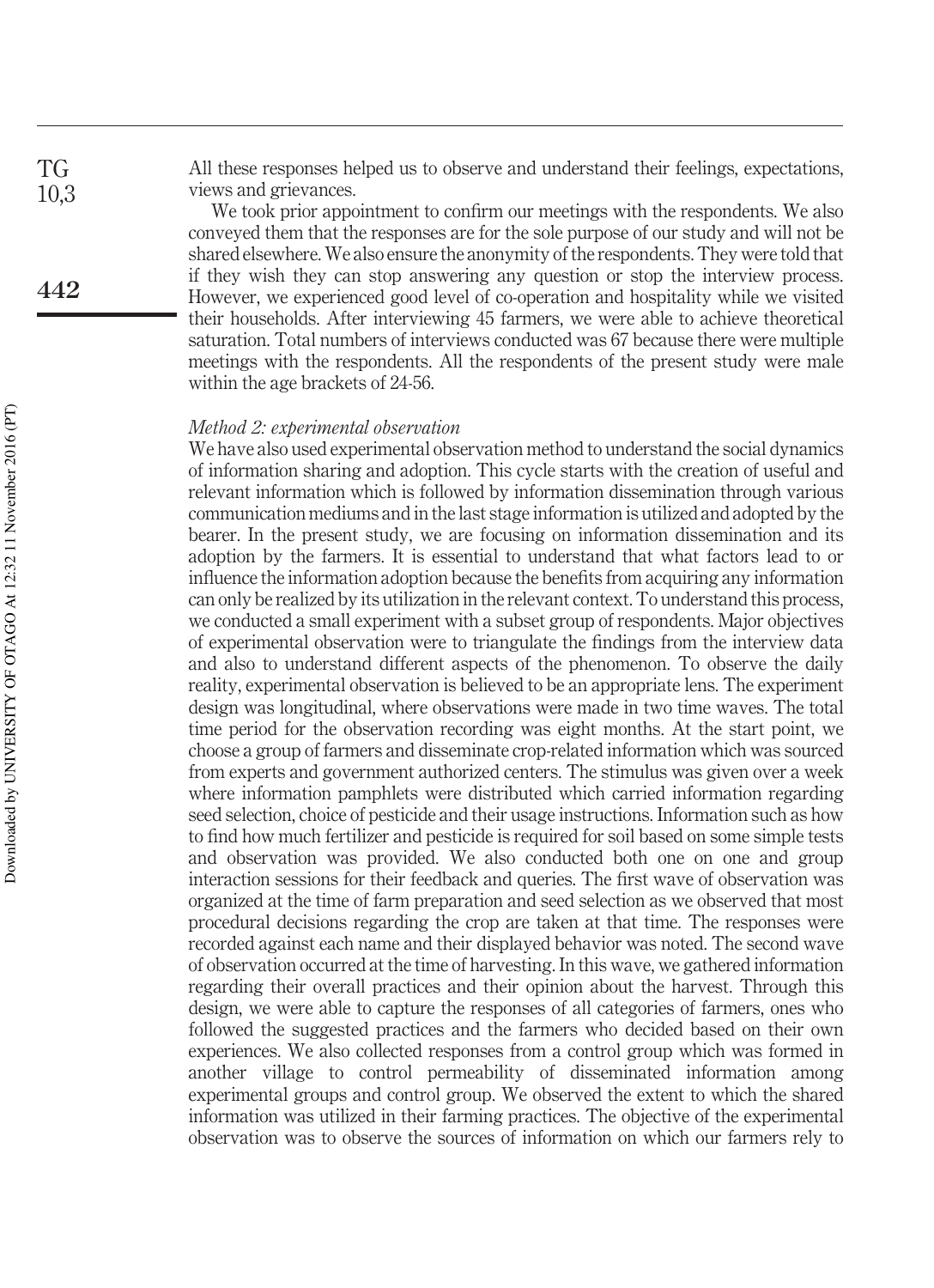All these responses helped us to observe and understand their feelings, expectations, views and grievances.

We took prior appointment to confirm our meetings with the respondents. We also conveyed them that the responses are for the sole purpose of our study and will not be shared elsewhere. We also ensure the anonymity of the respondents. They were told that if they wish they can stop answering any question or stop the interview process. However, we experienced good level of co-operation and hospitality while we visited their households. After interviewing 45 farmers, we were able to achieve theoretical saturation. Total numbers of interviews conducted was 67 because there were multiple meetings with the respondents. All the respondents of the present study were male within the age brackets of 24-56.

*Method 2: experimental observation*

We have also used experimental observation method to understand the social dynamics of information sharing and adoption. This cycle starts with the creation of useful and relevant information which is followed by information dissemination through various communication mediums and in the last stage information is utilized and adopted by the bearer. In the present study, we are focusing on information dissemination and its adoption by the farmers. It is essential to understand that what factors lead to or influence the information adoption because the benefits from acquiring any information can only be realized by its utilization in the relevant context. To understand this process, we conducted a small experiment with a subset group of respondents. Major objectives of experimental observation were to triangulate the findings from the interview data and also to understand different aspects of the phenomenon. To observe the daily reality, experimental observation is believed to be an appropriate lens. The experiment design was longitudinal, where observations were made in two time waves. The total time period for the observation recording was eight months. At the start point, we choose a group of farmers and disseminate crop-related information which was sourced from experts and government authorized centers. The stimulus was given over a week where information pamphlets were distributed which carried information regarding seed selection, choice of pesticide and their usage instructions. Information such as how to find how much fertilizer and pesticide is required for soil based on some simple tests and observation was provided. We also conducted both one on one and group interaction sessions for their feedback and queries. The first wave of observation was organized at the time of farm preparation and seed selection as we observed that most procedural decisions regarding the crop are taken at that time. The responses were recorded against each name and their displayed behavior was noted. The second wave of observation occurred at the time of harvesting. In this wave, we gathered information regarding their overall practices and their opinion about the harvest. Through this design, we were able to capture the responses of all categories of farmers, ones who followed the suggested practices and the farmers who decided based on their own experiences. We also collected responses from a control group which was formed in another village to control permeability of disseminated information among experimental groups and control group. We observed the extent to which the shared information was utilized in their farming practices. The objective of the experimental observation was to observe the sources of information on which our farmers rely to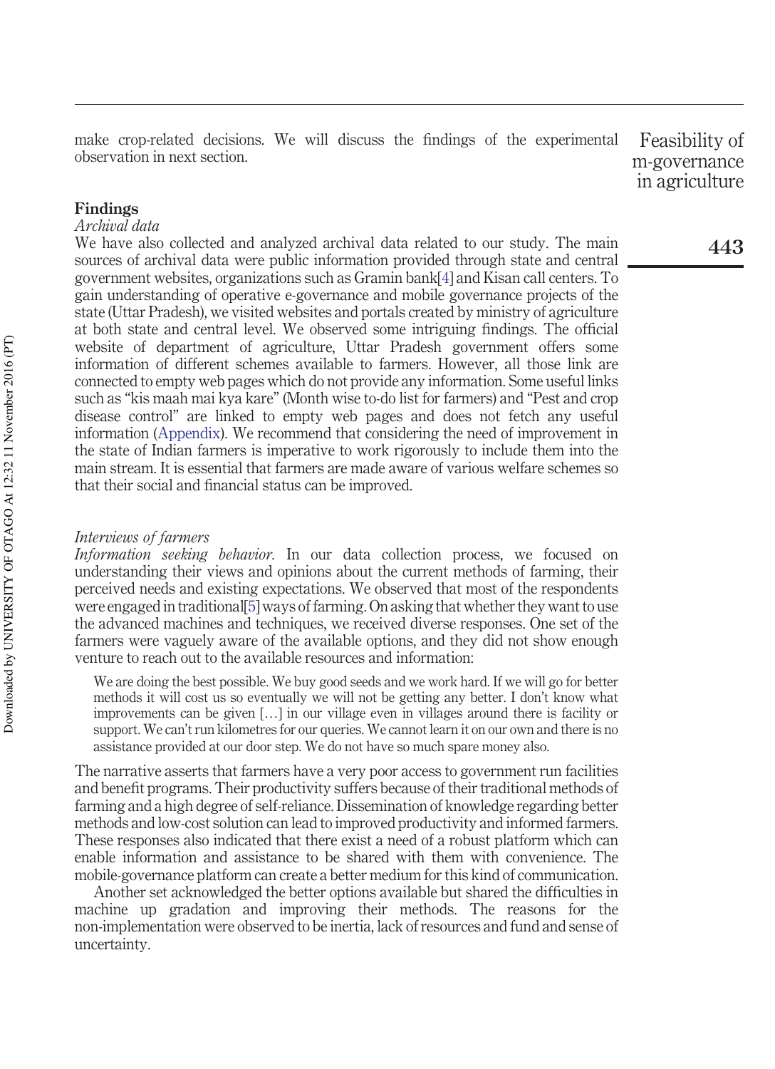make crop-related decisions. We will discuss the findings of the experimental observation in next section.

## Findings

### *Archival data*

We have also collected and analyzed archival data related to our study. The main sources of archival data were public information provided through state and central government websites, organizations such as Gramin bank[4] and Kisan call centers. To gain understanding of operative e-governance and mobile governance projects of the state (Uttar Pradesh), we visited websites and portals created by ministry of agriculture at both state and central level. We observed some intriguing findings. The official website of department of agriculture, Uttar Pradesh government offers some information of different schemes available to farmers. However, all those link are connected to empty web pages which do not provide any information. Some useful links such as "kis maah mai kya kare" (Month wise to-do list for farmers) and "Pest and crop disease control" are linked to empty web pages and does not fetch any useful information (Appendix). We recommend that considering the need of improvement in the state of Indian farmers is imperative to work rigorously to include them into the main stream. It is essential that farmers are made aware of various welfare schemes so that their social and financial status can be improved.

### *Interviews of farmers*

*Information seeking behavior.* In our data collection process, we focused on understanding their views and opinions about the current methods of farming, their perceived needs and existing expectations. We observed that most of the respondents were engaged in traditional[5] ways of farming. On asking that whether they want to use the advanced machines and techniques, we received diverse responses. One set of the farmers were vaguely aware of the available options, and they did not show enough venture to reach out to the available resources and information:

> We are doing the best possible. We buy good seeds and we work hard. If we will go for better methods it will cost us so eventually we will not be getting any better. I don't know what improvements can be given […] in our village even in villages around there is facility or support. We can't run kilometres for our queries. We cannot learn it on our own and there is no assistance provided at our door step. We do not have so much spare money also.

The narrative asserts that farmers have a very poor access to government run facilities and benefit programs. Their productivity suffers because of their traditional methods of farming and a high degree of self-reliance. Dissemination of knowledge regarding better methods and low-cost solution can lead to improved productivity and informed farmers. These responses also indicated that there exist a need of a robust platform which can enable information and assistance to be shared with them with convenience. The mobile-governance platform can create a better medium for this kind of communication.

Another set acknowledged the better options available but shared the difficulties in machine up gradation and improving their methods. The reasons for the non-implementation were observed to be inertia, lack of resources and fund and sense of uncertainty.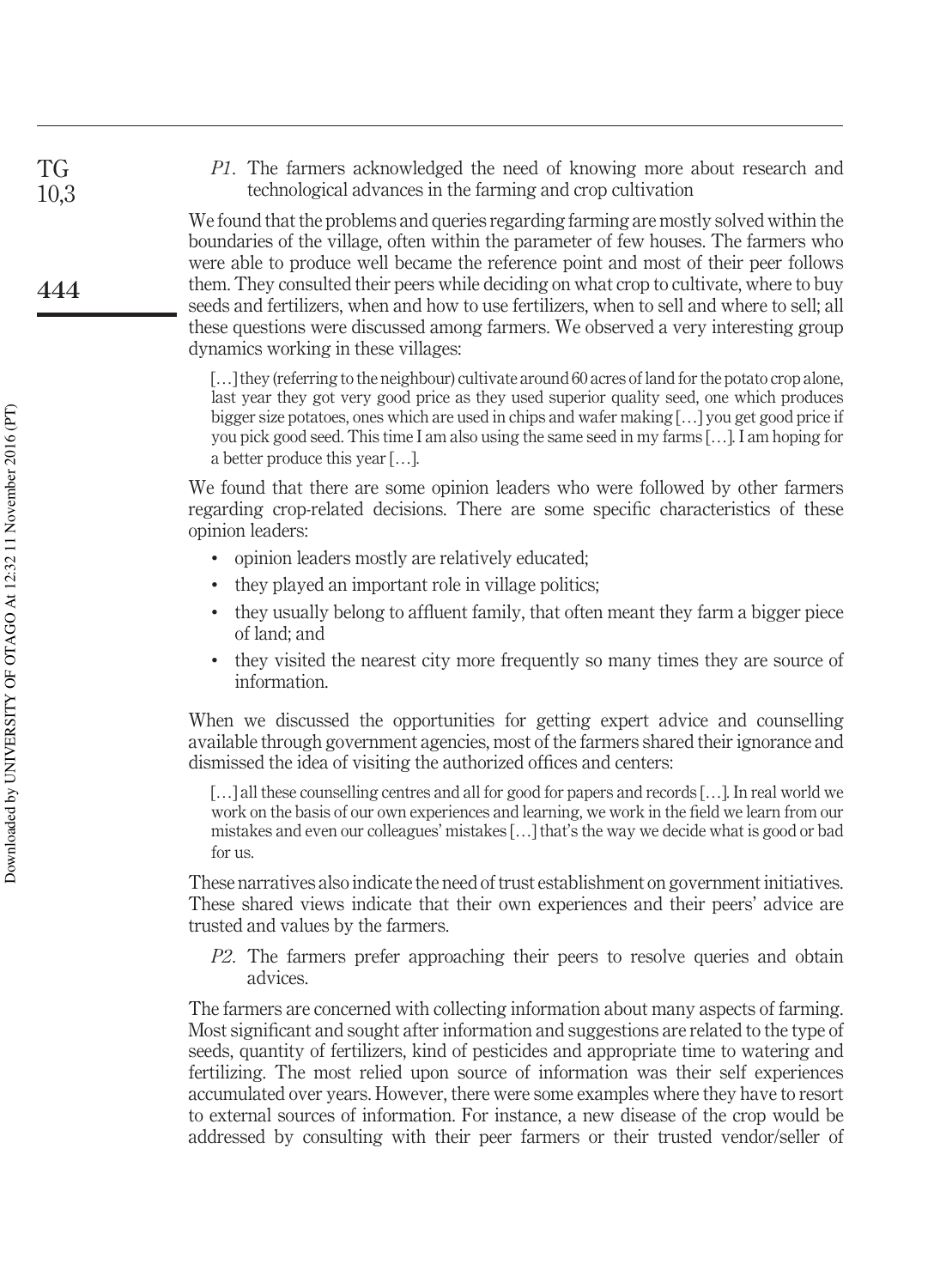*P1*. The farmers acknowledged the need of knowing more about research and technological advances in the farming and crop cultivation

We found that the problems and queries regarding farming are mostly solved within the boundaries of the village, often within the parameter of few houses. The farmers who were able to produce well became the reference point and most of their peer follows them. They consulted their peers while deciding on what crop to cultivate, where to buy seeds and fertilizers, when and how to use fertilizers, when to sell and where to sell; all these questions were discussed among farmers. We observed a very interesting group dynamics working in these villages:

> […] they (referring to the neighbour) cultivate around 60 acres of land for the potato crop alone, last year they got very good price as they used superior quality seed, one which produces bigger size potatoes, ones which are used in chips and wafer making […] you get good price if you pick good seed. This time I am also using the same seed in my farms […]. I am hoping for a better produce this year […].

We found that there are some opinion leaders who were followed by other farmers regarding crop-related decisions. There are some specific characteristics of these opinion leaders:

- opinion leaders mostly are relatively educated;
- they played an important role in village politics;
- they usually belong to affluent family, that often meant they farm a bigger piece of land; and
- they visited the nearest city more frequently so many times they are source of information.

When we discussed the opportunities for getting expert advice and counselling available through government agencies, most of the farmers shared their ignorance and dismissed the idea of visiting the authorized offices and centers:

> […] all these counselling centres and all for good for papers and records […]. In real world we work on the basis of our own experiences and learning, we work in the field we learn from our mistakes and even our colleagues' mistakes […] that's the way we decide what is good or bad for us.

These narratives also indicate the need of trust establishment on government initiatives. These shared views indicate that their own experiences and their peers' advice are trusted and values by the farmers.

*P2*. The farmers prefer approaching their peers to resolve queries and obtain advices.

The farmers are concerned with collecting information about many aspects of farming. Most significant and sought after information and suggestions are related to the type of seeds, quantity of fertilizers, kind of pesticides and appropriate time to watering and fertilizing. The most relied upon source of information was their self experiences accumulated over years. However, there were some examples where they have to resort to external sources of information. For instance, a new disease of the crop would be addressed by consulting with their peer farmers or their trusted vendor/seller of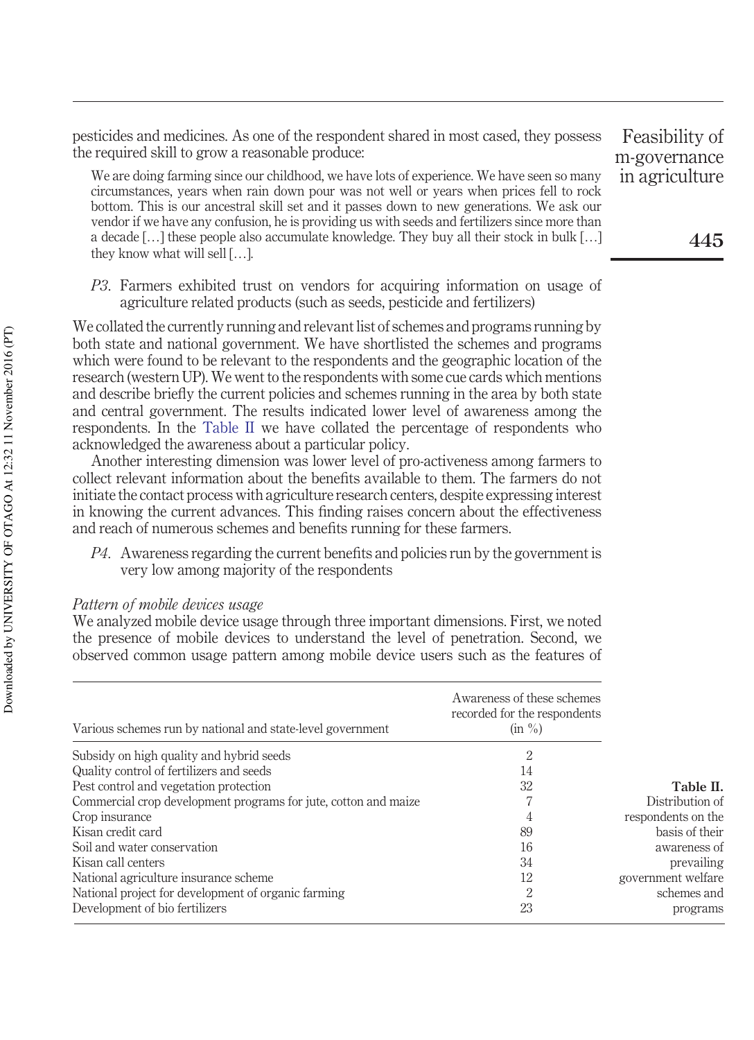pesticides and medicines. As one of the respondent shared in most cased, they possess the required skill to grow a reasonable produce:

> We are doing farming since our childhood, we have lots of experience. We have seen so many circumstances, years when rain down pour was not well or years when prices fell to rock bottom. This is our ancestral skill set and it passes down to new generations. We ask our vendor if we have any confusion, he is providing us with seeds and fertilizers since more than a decade […] these people also accumulate knowledge. They buy all their stock in bulk […] they know what will sell […].

*P3*. Farmers exhibited trust on vendors for acquiring information on usage of agriculture related products (such as seeds, pesticide and fertilizers)

We collated the currently running and relevant list of schemes and programs running by both state and national government. We have shortlisted the schemes and programs which were found to be relevant to the respondents and the geographic location of the research (western UP). We went to the respondents with some cue cards which mentions and describe briefly the current policies and schemes running in the area by both state and central government. The results indicated lower level of awareness among the respondents. In the Table II we have collated the percentage of respondents who acknowledged the awareness about a particular policy.

Another interesting dimension was lower level of pro-activeness among farmers to collect relevant information about the benefits available to them. The farmers do not initiate the contact process with agriculture research centers, despite expressing interest in knowing the current advances. This finding raises concern about the effectiveness and reach of numerous schemes and benefits running for these farmers.

*P4*. Awareness regarding the current benefits and policies run by the government is very low among majority of the respondents

*Pattern of mobile devices usage*

We analyzed mobile device usage through three important dimensions. First, we noted the presence of mobile devices to understand the level of penetration. Second, we observed common usage pattern among mobile device users such as the features of

| Various schemes run by national and state-level government | Awareness of these schemes recorded for the respondents (in %) |
|---|---|
| Subsidy on high quality and hybrid seeds | 2 |
| Quality control of fertilizers and seeds | 14 |
| Pest control and vegetation protection | 32 |
| Commercial crop development programs for jute, cotton and maize | 7 |
| Crop insurance | 4 |
| Kisan credit card | 89 |
| Soil and water conservation | 16 |
| Kisan call centers | 34 |
| National agriculture insurance scheme | 12 |
| National project for development of organic farming | 2 |
| Development of bio fertilizers | 23 |

**Table II.** Distribution of respondents on the basis of their awareness of prevailing government welfare schemes and programs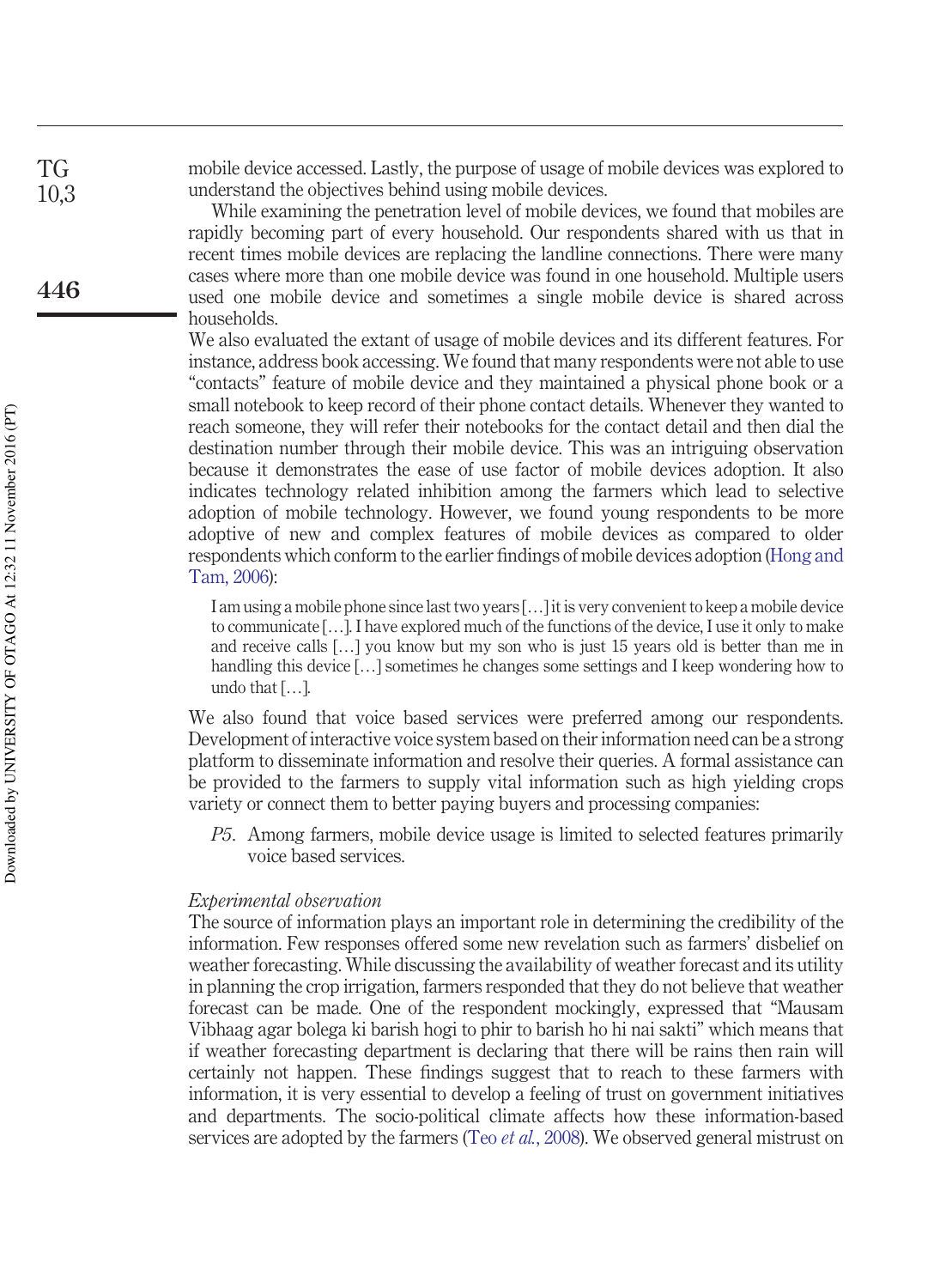mobile device accessed. Lastly, the purpose of usage of mobile devices was explored to understand the objectives behind using mobile devices.

While examining the penetration level of mobile devices, we found that mobiles are rapidly becoming part of every household. Our respondents shared with us that in recent times mobile devices are replacing the landline connections. There were many cases where more than one mobile device was found in one household. Multiple users used one mobile device and sometimes a single mobile device is shared across households.

We also evaluated the extant of usage of mobile devices and its different features. For instance, address book accessing. We found that many respondents were not able to use "contacts" feature of mobile device and they maintained a physical phone book or a small notebook to keep record of their phone contact details. Whenever they wanted to reach someone, they will refer their notebooks for the contact detail and then dial the destination number through their mobile device. This was an intriguing observation because it demonstrates the ease of use factor of mobile devices adoption. It also indicates technology related inhibition among the farmers which lead to selective adoption of mobile technology. However, we found young respondents to be more adoptive of new and complex features of mobile devices as compared to older respondents which conform to the earlier findings of mobile devices adoption (Hong and Tam, 2006):

> I am using a mobile phone since last two years […] it is very convenient to keep a mobile device to communicate […]. I have explored much of the functions of the device, I use it only to make and receive calls […] you know but my son who is just 15 years old is better than me in handling this device […] sometimes he changes some settings and I keep wondering how to undo that […].

We also found that voice based services were preferred among our respondents. Development of interactive voice system based on their information need can be a strong platform to disseminate information and resolve their queries. A formal assistance can be provided to the farmers to supply vital information such as high yielding crops variety or connect them to better paying buyers and processing companies:

*P5*. Among farmers, mobile device usage is limited to selected features primarily voice based services.

*Experimental observation*

The source of information plays an important role in determining the credibility of the information. Few responses offered some new revelation such as farmers' disbelief on weather forecasting. While discussing the availability of weather forecast and its utility in planning the crop irrigation, farmers responded that they do not believe that weather forecast can be made. One of the respondent mockingly, expressed that "Mausam Vibhaag agar bolega ki barish hogi to phir to barish ho hi nai sakti" which means that if weather forecasting department is declaring that there will be rains then rain will certainly not happen. These findings suggest that to reach to these farmers with information, it is very essential to develop a feeling of trust on government initiatives and departments. The socio-political climate affects how these information-based services are adopted by the farmers (Teo *et al.*, 2008). We observed general mistrust on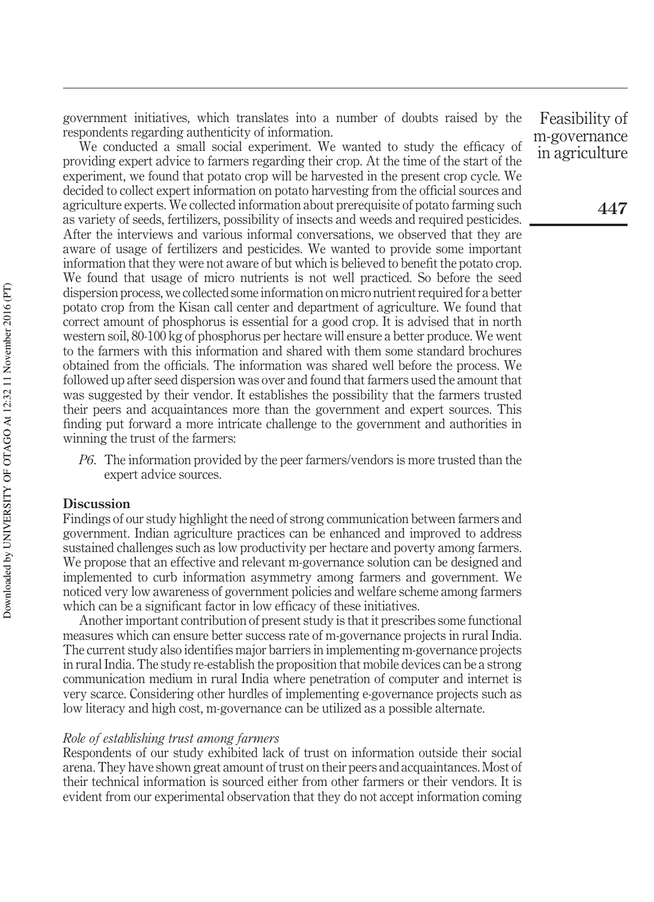government initiatives, which translates into a number of doubts raised by the respondents regarding authenticity of information.

We conducted a small social experiment. We wanted to study the efficacy of providing expert advice to farmers regarding their crop. At the time of the start of the experiment, we found that potato crop will be harvested in the present crop cycle. We decided to collect expert information on potato harvesting from the official sources and agriculture experts. We collected information about prerequisite of potato farming such as variety of seeds, fertilizers, possibility of insects and weeds and required pesticides. After the interviews and various informal conversations, we observed that they are aware of usage of fertilizers and pesticides. We wanted to provide some important information that they were not aware of but which is believed to benefit the potato crop. We found that usage of micro nutrients is not well practiced. So before the seed dispersion process, we collected some information on micro nutrient required for a better potato crop from the Kisan call center and department of agriculture. We found that correct amount of phosphorus is essential for a good crop. It is advised that in north western soil, 80-100 kg of phosphorus per hectare will ensure a better produce. We went to the farmers with this information and shared with them some standard brochures obtained from the officials. The information was shared well before the process. We followed up after seed dispersion was over and found that farmers used the amount that was suggested by their vendor. It establishes the possibility that the farmers trusted their peers and acquaintances more than the government and expert sources. This finding put forward a more intricate challenge to the government and authorities in winning the trust of the farmers:

*P6*. The information provided by the peer farmers/vendors is more trusted than the expert advice sources.

## Discussion

Findings of our study highlight the need of strong communication between farmers and government. Indian agriculture practices can be enhanced and improved to address sustained challenges such as low productivity per hectare and poverty among farmers. We propose that an effective and relevant m-governance solution can be designed and implemented to curb information asymmetry among farmers and government. We noticed very low awareness of government policies and welfare scheme among farmers which can be a significant factor in low efficacy of these initiatives.

Another important contribution of present study is that it prescribes some functional measures which can ensure better success rate of m-governance projects in rural India. The current study also identifies major barriers in implementing m-governance projects in rural India. The study re-establish the proposition that mobile devices can be a strong communication medium in rural India where penetration of computer and internet is very scarce. Considering other hurdles of implementing e-governance projects such as low literacy and high cost, m-governance can be utilized as a possible alternate.

### *Role of establishing trust among farmers*

Respondents of our study exhibited lack of trust on information outside their social arena. They have shown great amount of trust on their peers and acquaintances. Most of their technical information is sourced either from other farmers or their vendors. It is evident from our experimental observation that they do not accept information coming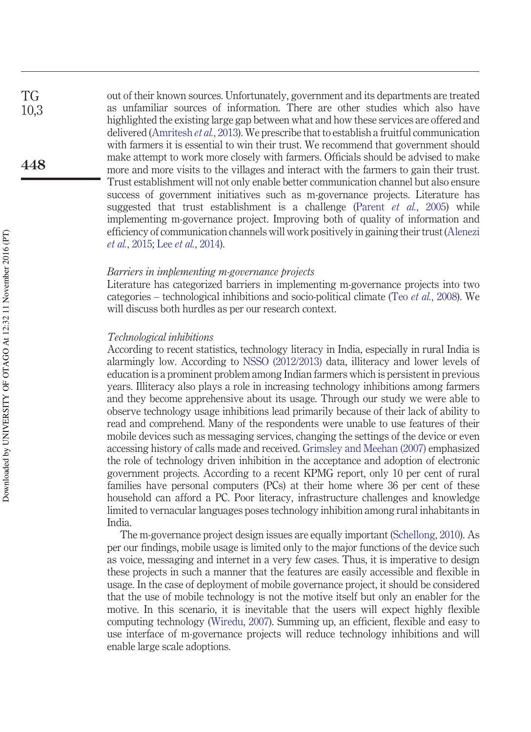out of their known sources. Unfortunately, government and its departments are treated as unfamiliar sources of information. There are other studies which also have highlighted the existing large gap between what and how these services are offered and delivered (Amritesh *et al.*, 2013). We prescribe that to establish a fruitful communication with farmers it is essential to win their trust. We recommend that government should make attempt to work more closely with farmers. Officials should be advised to make more and more visits to the villages and interact with the farmers to gain their trust. Trust establishment will not only enable better communication channel but also ensure success of government initiatives such as m-governance projects. Literature has suggested that trust establishment is a challenge (Parent *et al.*, 2005) while implementing m-governance project. Improving both of quality of information and efficiency of communication channels will work positively in gaining their trust (Alenezi *et al.*, 2015; Lee *et al.*, 2014).

### *Barriers in implementing m-governance projects*

Literature has categorized barriers in implementing m-governance projects into two categories – technological inhibitions and socio-political climate (Teo *et al.*, 2008). We will discuss both hurdles as per our research context.

### *Technological inhibitions*

According to recent statistics, technology literacy in India, especially in rural India is alarmingly low. According to NSSO (2012/2013) data, illiteracy and lower levels of education is a prominent problem among Indian farmers which is persistent in previous years. Illiteracy also plays a role in increasing technology inhibitions among farmers and they become apprehensive about its usage. Through our study we were able to observe technology usage inhibitions lead primarily because of their lack of ability to read and comprehend. Many of the respondents were unable to use features of their mobile devices such as messaging services, changing the settings of the device or even accessing history of calls made and received. Grimsley and Meehan (2007) emphasized the role of technology driven inhibition in the acceptance and adoption of electronic government projects. According to a recent KPMG report, only 10 per cent of rural families have personal computers (PCs) at their home where 36 per cent of these household can afford a PC. Poor literacy, infrastructure challenges and knowledge limited to vernacular languages poses technology inhibition among rural inhabitants in India.

The m-governance project design issues are equally important (Schellong, 2010). As per our findings, mobile usage is limited only to the major functions of the device such as voice, messaging and internet in a very few cases. Thus, it is imperative to design these projects in such a manner that the features are easily accessible and flexible in usage. In the case of deployment of mobile governance project, it should be considered that the use of mobile technology is not the motive itself but only an enabler for the motive. In this scenario, it is inevitable that the users will expect highly flexible computing technology (Wiredu, 2007). Summing up, an efficient, flexible and easy to use interface of m-governance projects will reduce technology inhibitions and will enable large scale adoptions.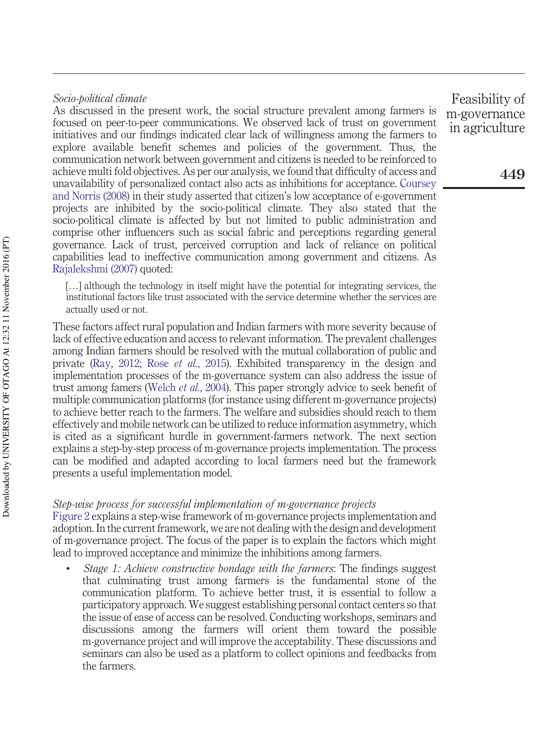*Socio-political climate*

As discussed in the present work, the social structure prevalent among farmers is focused on peer-to-peer communications. We observed lack of trust on government initiatives and our findings indicated clear lack of willingness among the farmers to explore available benefit schemes and policies of the government. Thus, the communication network between government and citizens is needed to be reinforced to achieve multi fold objectives. As per our analysis, we found that difficulty of access and unavailability of personalized contact also acts as inhibitions for acceptance. Coursey and Norris (2008) in their study asserted that citizen's low acceptance of e-government projects are inhibited by the socio-political climate. They also stated that the socio-political climate is affected by but not limited to public administration and comprise other influencers such as social fabric and perceptions regarding general governance. Lack of trust, perceived corruption and lack of reliance on political capabilities lead to ineffective communication among government and citizens. As Rajalekshmi (2007) quoted:

> […] although the technology in itself might have the potential for integrating services, the institutional factors like trust associated with the service determine whether the services are actually used or not.

These factors affect rural population and Indian farmers with more severity because of lack of effective education and access to relevant information. The prevalent challenges among Indian farmers should be resolved with the mutual collaboration of public and private (Ray, 2012; Rose *et al.*, 2015). Exhibited transparency in the design and implementation processes of the m-governance system can also address the issue of trust among famers (Welch *et al.*, 2004). This paper strongly advice to seek benefit of multiple communication platforms (for instance using different m-governance projects) to achieve better reach to the farmers. The welfare and subsidies should reach to them effectively and mobile network can be utilized to reduce information asymmetry, which is cited as a significant hurdle in government-farmers network. The next section explains a step-by-step process of m-governance projects implementation. The process can be modified and adapted according to local farmers need but the framework presents a useful implementation model.

*Step-wise process for successful implementation of m-governance projects*

Figure 2 explains a step-wise framework of m-governance projects implementation and adoption. In the current framework, we are not dealing with the design and development of m-governance project. The focus of the paper is to explain the factors which might lead to improved acceptance and minimize the inhibitions among farmers.

- *Stage 1: Achieve constructive bondage with the farmers*: The findings suggest that culminating trust among farmers is the fundamental stone of the communication platform. To achieve better trust, it is essential to follow a participatory approach. We suggest establishing personal contact centers so that the issue of ease of access can be resolved. Conducting workshops, seminars and discussions among the farmers will orient them toward the possible m-governance project and will improve the acceptability. These discussions and seminars can also be used as a platform to collect opinions and feedbacks from the farmers.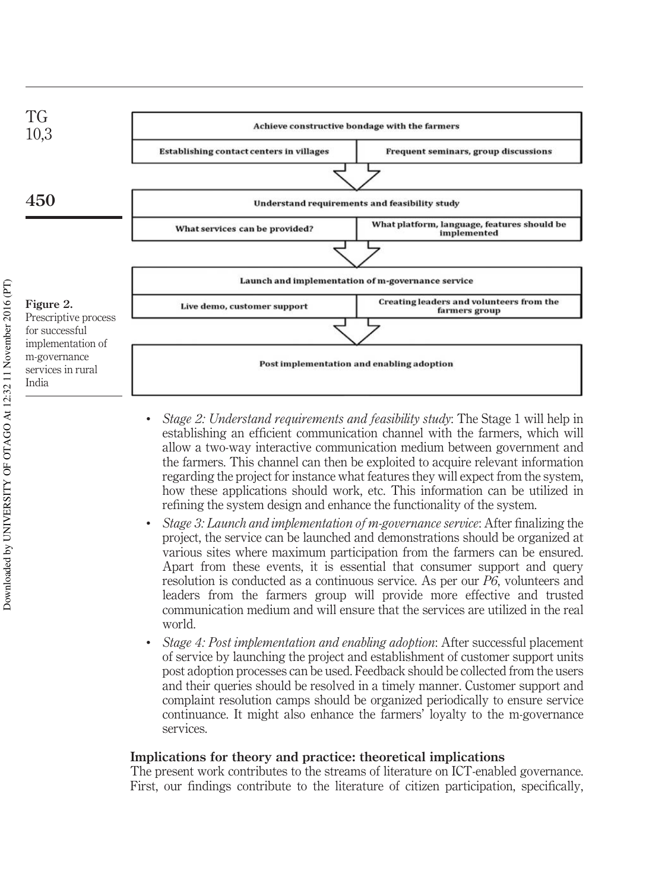| Achieve constructive bondage with the farmers | |
| --- | --- |
| Establishing contact centers in villages | Frequent seminars, group discussions |

⇩

| Understand requirements and feasibility study | |
| --- | --- |
| What services can be provided? | What platform, language, features should be implemented |

⇩

| Launch and implementation of m-governance service | |
| --- | --- |
| Live demo, customer support | Creating leaders and volunteers from the farmers group |

⇩

| Post implementation and enabling adoption |
| --- |

**Figure 2.** Prescriptive process for successful implementation of m-governance services in rural India

- *Stage 2: Understand requirements and feasibility study*: The Stage 1 will help in establishing an efficient communication channel with the farmers, which will allow a two-way interactive communication medium between government and the farmers. This channel can then be exploited to acquire relevant information regarding the project for instance what features they will expect from the system, how these applications should work, etc. This information can be utilized in refining the system design and enhance the functionality of the system.
- *Stage 3: Launch and implementation of m-governance service*: After finalizing the project, the service can be launched and demonstrations should be organized at various sites where maximum participation from the farmers can be ensured. Apart from these events, it is essential that consumer support and query resolution is conducted as a continuous service. As per our *P6*, volunteers and leaders from the farmers group will provide more effective and trusted communication medium and will ensure that the services are utilized in the real world.
- *Stage 4: Post implementation and enabling adoption*: After successful placement of service by launching the project and establishment of customer support units post adoption processes can be used. Feedback should be collected from the users and their queries should be resolved in a timely manner. Customer support and complaint resolution camps should be organized periodically to ensure service continuance. It might also enhance the farmers' loyalty to the m-governance services.

## Implications for theory and practice: theoretical implications

The present work contributes to the streams of literature on ICT-enabled governance. First, our findings contribute to the literature of citizen participation, specifically,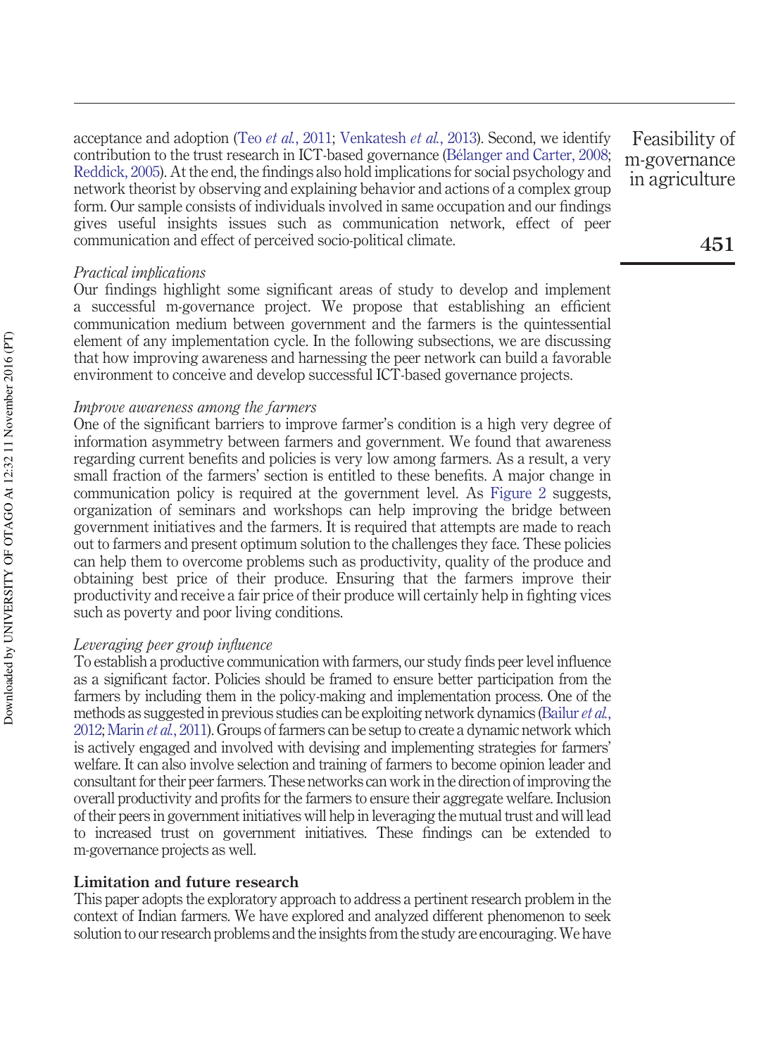acceptance and adoption (Teo *et al.*, 2011; Venkatesh *et al.*, 2013). Second, we identify contribution to the trust research in ICT-based governance (Bélanger and Carter, 2008; Reddick, 2005). At the end, the findings also hold implications for social psychology and network theorist by observing and explaining behavior and actions of a complex group form. Our sample consists of individuals involved in same occupation and our findings gives useful insights issues such as communication network, effect of peer communication and effect of perceived socio-political climate.

*Practical implications*

Our findings highlight some significant areas of study to develop and implement a successful m-governance project. We propose that establishing an efficient communication medium between government and the farmers is the quintessential element of any implementation cycle. In the following subsections, we are discussing that how improving awareness and harnessing the peer network can build a favorable environment to conceive and develop successful ICT-based governance projects.

*Improve awareness among the farmers*

One of the significant barriers to improve farmer's condition is a high very degree of information asymmetry between farmers and government. We found that awareness regarding current benefits and policies is very low among farmers. As a result, a very small fraction of the farmers' section is entitled to these benefits. A major change in communication policy is required at the government level. As Figure 2 suggests, organization of seminars and workshops can help improving the bridge between government initiatives and the farmers. It is required that attempts are made to reach out to farmers and present optimum solution to the challenges they face. These policies can help them to overcome problems such as productivity, quality of the produce and obtaining best price of their produce. Ensuring that the farmers improve their productivity and receive a fair price of their produce will certainly help in fighting vices such as poverty and poor living conditions.

*Leveraging peer group influence*

To establish a productive communication with farmers, our study finds peer level influence as a significant factor. Policies should be framed to ensure better participation from the farmers by including them in the policy-making and implementation process. One of the methods as suggested in previous studies can be exploiting network dynamics (Bailur *et al.*, 2012; Marin *et al.*, 2011). Groups of farmers can be setup to create a dynamic network which is actively engaged and involved with devising and implementing strategies for farmers' welfare. It can also involve selection and training of farmers to become opinion leader and consultant for their peer farmers. These networks can work in the direction of improving the overall productivity and profits for the farmers to ensure their aggregate welfare. Inclusion of their peers in government initiatives will help in leveraging the mutual trust and will lead to increased trust on government initiatives. These findings can be extended to m-governance projects as well.

## Limitation and future research

This paper adopts the exploratory approach to address a pertinent research problem in the context of Indian farmers. We have explored and analyzed different phenomenon to seek solution to our research problems and the insights from the study are encouraging. We have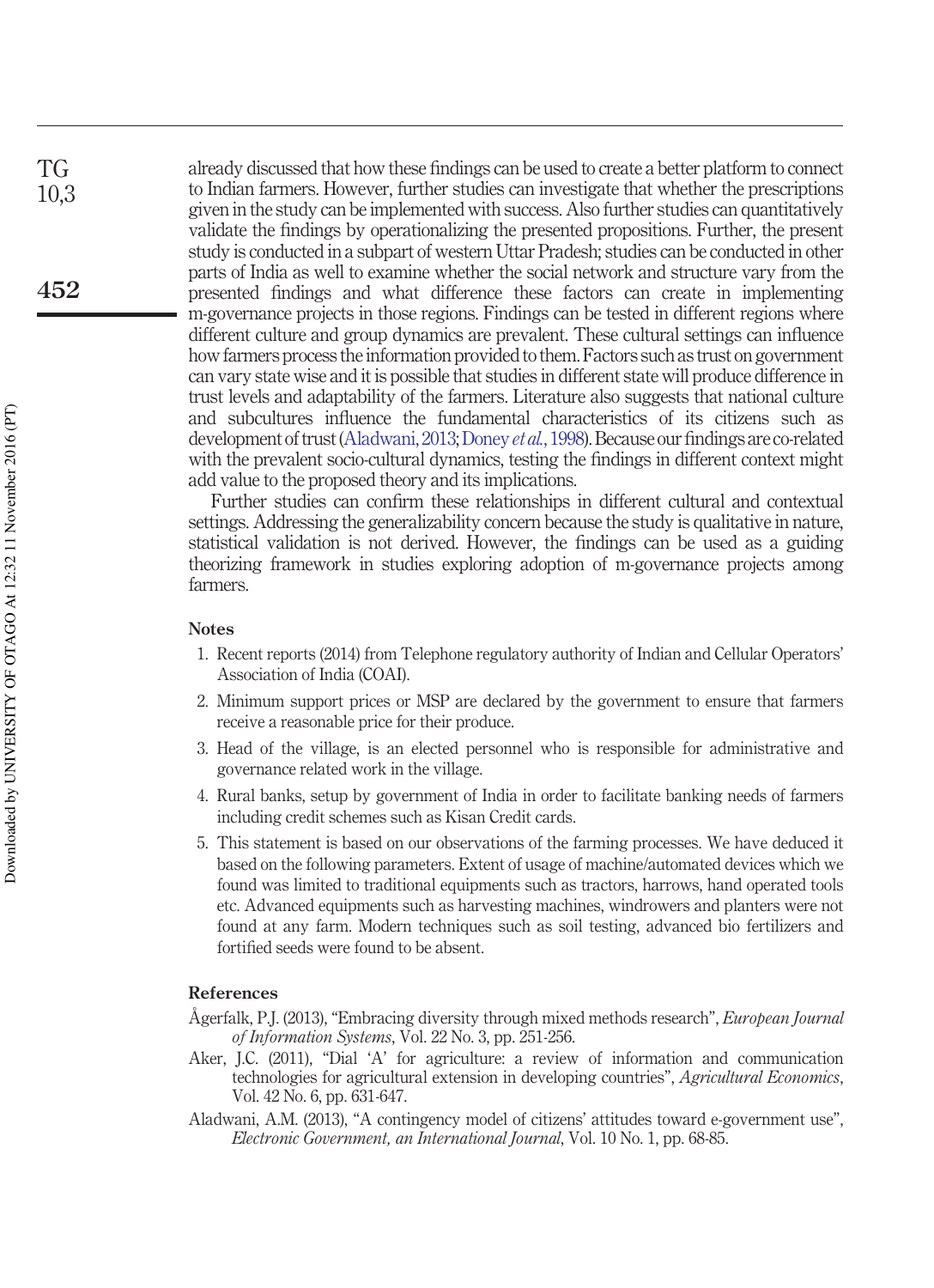already discussed that how these findings can be used to create a better platform to connect to Indian farmers. However, further studies can investigate that whether the prescriptions given in the study can be implemented with success. Also further studies can quantitatively validate the findings by operationalizing the presented propositions. Further, the present study is conducted in a subpart of western Uttar Pradesh; studies can be conducted in other parts of India as well to examine whether the social network and structure vary from the presented findings and what difference these factors can create in implementing m-governance projects in those regions. Findings can be tested in different regions where different culture and group dynamics are prevalent. These cultural settings can influence how farmers process the information provided to them. Factors such as trust on government can vary state wise and it is possible that studies in different state will produce difference in trust levels and adaptability of the farmers. Literature also suggests that national culture and subcultures influence the fundamental characteristics of its citizens such as development of trust (Aladwani, 2013; Doney *et al.*, 1998). Because our findings are co-related with the prevalent socio-cultural dynamics, testing the findings in different context might add value to the proposed theory and its implications.

Further studies can confirm these relationships in different cultural and contextual settings. Addressing the generalizability concern because the study is qualitative in nature, statistical validation is not derived. However, the findings can be used as a guiding theorizing framework in studies exploring adoption of m-governance projects among farmers.

### Notes

1. Recent reports (2014) from Telephone regulatory authority of Indian and Cellular Operators' Association of India (COAI).
2. Minimum support prices or MSP are declared by the government to ensure that farmers receive a reasonable price for their produce.
3. Head of the village, is an elected personnel who is responsible for administrative and governance related work in the village.
4. Rural banks, setup by government of India in order to facilitate banking needs of farmers including credit schemes such as Kisan Credit cards.
5. This statement is based on our observations of the farming processes. We have deduced it based on the following parameters. Extent of usage of machine/automated devices which we found was limited to traditional equipments such as tractors, harrows, hand operated tools etc. Advanced equipments such as harvesting machines, windrowers and planters were not found at any farm. Modern techniques such as soil testing, advanced bio fertilizers and fortified seeds were found to be absent.

### References

Ågerfalk, P.J. (2013), "Embracing diversity through mixed methods research", *European Journal of Information Systems*, Vol. 22 No. 3, pp. 251-256.

Aker, J.C. (2011), "Dial 'A' for agriculture: a review of information and communication technologies for agricultural extension in developing countries", *Agricultural Economics*, Vol. 42 No. 6, pp. 631-647.

Aladwani, A.M. (2013), "A contingency model of citizens' attitudes toward e-government use", *Electronic Government, an International Journal*, Vol. 10 No. 1, pp. 68-85.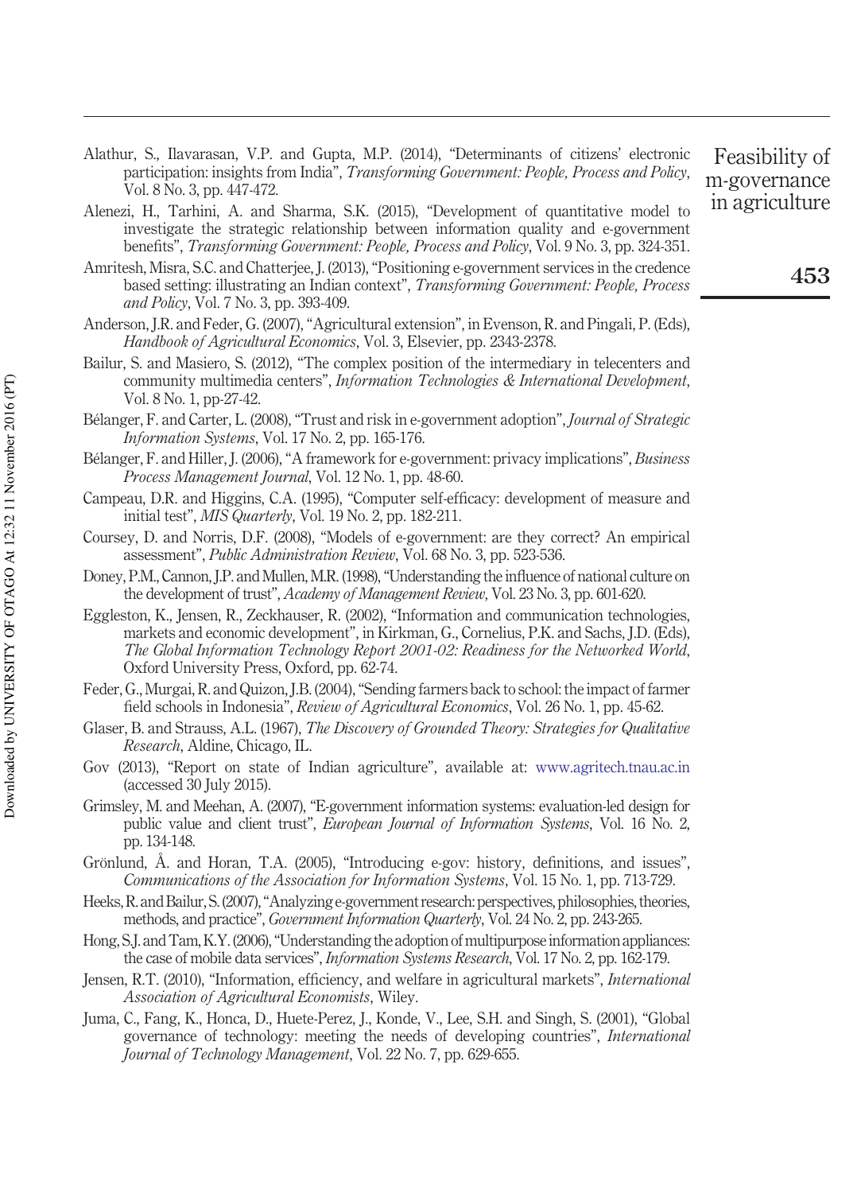Alathur, S., Ilavarasan, V.P. and Gupta, M.P. (2014), "Determinants of citizens' electronic participation: insights from India", *Transforming Government: People, Process and Policy*, Vol. 8 No. 3, pp. 447-472.

Alenezi, H., Tarhini, A. and Sharma, S.K. (2015), "Development of quantitative model to investigate the strategic relationship between information quality and e-government benefits", *Transforming Government: People, Process and Policy*, Vol. 9 No. 3, pp. 324-351.

Amritesh, Misra, S.C. and Chatterjee, J. (2013), "Positioning e-government services in the credence based setting: illustrating an Indian context", *Transforming Government: People, Process and Policy*, Vol. 7 No. 3, pp. 393-409.

Anderson, J.R. and Feder, G. (2007), "Agricultural extension", in Evenson, R. and Pingali, P. (Eds), *Handbook of Agricultural Economics*, Vol. 3, Elsevier, pp. 2343-2378.

Bailur, S. and Masiero, S. (2012), "The complex position of the intermediary in telecenters and community multimedia centers", *Information Technologies & International Development*, Vol. 8 No. 1, pp-27-42.

Bélanger, F. and Carter, L. (2008), "Trust and risk in e-government adoption", *Journal of Strategic Information Systems*, Vol. 17 No. 2, pp. 165-176.

Bélanger, F. and Hiller, J. (2006), "A framework for e-government: privacy implications", *Business Process Management Journal*, Vol. 12 No. 1, pp. 48-60.

Campeau, D.R. and Higgins, C.A. (1995), "Computer self-efficacy: development of measure and initial test", *MIS Quarterly*, Vol. 19 No. 2, pp. 182-211.

Coursey, D. and Norris, D.F. (2008), "Models of e-government: are they correct? An empirical assessment", *Public Administration Review*, Vol. 68 No. 3, pp. 523-536.

Doney, P.M., Cannon, J.P. and Mullen, M.R. (1998), "Understanding the influence of national culture on the development of trust", *Academy of Management Review*, Vol. 23 No. 3, pp. 601-620.

Eggleston, K., Jensen, R., Zeckhauser, R. (2002), "Information and communication technologies, markets and economic development", in Kirkman, G., Cornelius, P.K. and Sachs, J.D. (Eds), *The Global Information Technology Report 2001-02: Readiness for the Networked World*, Oxford University Press, Oxford, pp. 62-74.

Feder, G., Murgai, R. and Quizon, J.B. (2004), "Sending farmers back to school: the impact of farmer field schools in Indonesia", *Review of Agricultural Economics*, Vol. 26 No. 1, pp. 45-62.

Glaser, B. and Strauss, A.L. (1967), *The Discovery of Grounded Theory: Strategies for Qualitative Research*, Aldine, Chicago, IL.

Gov (2013), "Report on state of Indian agriculture", available at: www.agritech.tnau.ac.in (accessed 30 July 2015).

Grimsley, M. and Meehan, A. (2007), "E-government information systems: evaluation-led design for public value and client trust", *European Journal of Information Systems*, Vol. 16 No. 2, pp. 134-148.

Grönlund, Å. and Horan, T.A. (2005), "Introducing e-gov: history, definitions, and issues", *Communications of the Association for Information Systems*, Vol. 15 No. 1, pp. 713-729.

Heeks, R. and Bailur, S. (2007), "Analyzing e-government research: perspectives, philosophies, theories, methods, and practice", *Government Information Quarterly*, Vol. 24 No. 2, pp. 243-265.

Hong, S.J. and Tam, K.Y. (2006), "Understanding the adoption of multipurpose information appliances: the case of mobile data services", *Information Systems Research*, Vol. 17 No. 2, pp. 162-179.

Jensen, R.T. (2010), "Information, efficiency, and welfare in agricultural markets", *International Association of Agricultural Economists*, Wiley.

Juma, C., Fang, K., Honca, D., Huete-Perez, J., Konde, V., Lee, S.H. and Singh, S. (2001), "Global governance of technology: meeting the needs of developing countries", *International Journal of Technology Management*, Vol. 22 No. 7, pp. 629-655.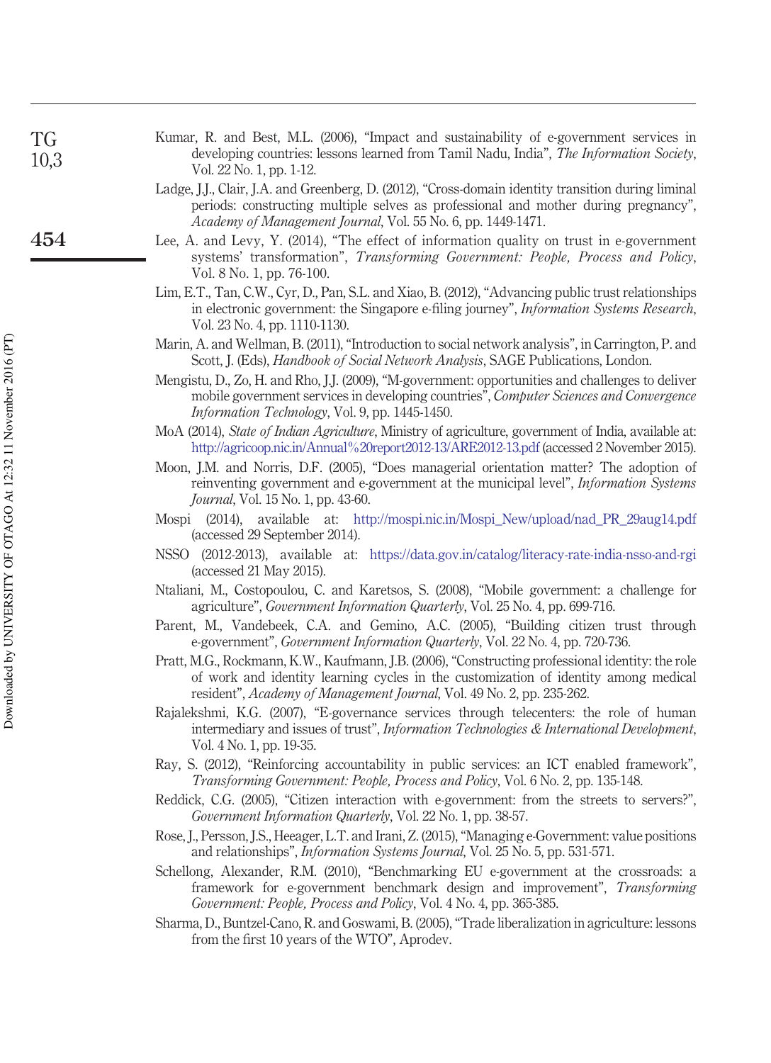Kumar, R. and Best, M.L. (2006), "Impact and sustainability of e-government services in developing countries: lessons learned from Tamil Nadu, India", *The Information Society*, Vol. 22 No. 1, pp. 1-12.

Ladge, J.J., Clair, J.A. and Greenberg, D. (2012), "Cross-domain identity transition during liminal periods: constructing multiple selves as professional and mother during pregnancy", *Academy of Management Journal*, Vol. 55 No. 6, pp. 1449-1471.

Lee, A. and Levy, Y. (2014), "The effect of information quality on trust in e-government systems' transformation", *Transforming Government: People, Process and Policy*, Vol. 8 No. 1, pp. 76-100.

Lim, E.T., Tan, C.W., Cyr, D., Pan, S.L. and Xiao, B. (2012), "Advancing public trust relationships in electronic government: the Singapore e-filing journey", *Information Systems Research*, Vol. 23 No. 4, pp. 1110-1130.

Marin, A. and Wellman, B. (2011), "Introduction to social network analysis", in Carrington, P. and Scott, J. (Eds), *Handbook of Social Network Analysis*, SAGE Publications, London.

Mengistu, D., Zo, H. and Rho, J.J. (2009), "M-government: opportunities and challenges to deliver mobile government services in developing countries", *Computer Sciences and Convergence Information Technology*, Vol. 9, pp. 1445-1450.

MoA (2014), *State of Indian Agriculture*, Ministry of agriculture, government of India, available at: http://agricoop.nic.in/Annual%20report2012-13/ARE2012-13.pdf (accessed 2 November 2015).

Moon, J.M. and Norris, D.F. (2005), "Does managerial orientation matter? The adoption of reinventing government and e-government at the municipal level", *Information Systems Journal*, Vol. 15 No. 1, pp. 43-60.

Mospi (2014), available at: http://mospi.nic.in/Mospi_New/upload/nad_PR_29aug14.pdf (accessed 29 September 2014).

NSSO (2012-2013), available at: https://data.gov.in/catalog/literacy-rate-india-nsso-and-rgi (accessed 21 May 2015).

Ntaliani, M., Costopoulou, C. and Karetsos, S. (2008), "Mobile government: a challenge for agriculture", *Government Information Quarterly*, Vol. 25 No. 4, pp. 699-716.

Parent, M., Vandebeek, C.A. and Gemino, A.C. (2005), "Building citizen trust through e-government", *Government Information Quarterly*, Vol. 22 No. 4, pp. 720-736.

Pratt, M.G., Rockmann, K.W., Kaufmann, J.B. (2006), "Constructing professional identity: the role of work and identity learning cycles in the customization of identity among medical resident", *Academy of Management Journal*, Vol. 49 No. 2, pp. 235-262.

Rajalekshmi, K.G. (2007), "E-governance services through telecenters: the role of human intermediary and issues of trust", *Information Technologies & International Development*, Vol. 4 No. 1, pp. 19-35.

Ray, S. (2012), "Reinforcing accountability in public services: an ICT enabled framework", *Transforming Government: People, Process and Policy*, Vol. 6 No. 2, pp. 135-148.

Reddick, C.G. (2005), "Citizen interaction with e-government: from the streets to servers?", *Government Information Quarterly*, Vol. 22 No. 1, pp. 38-57.

Rose, J., Persson, J.S., Heeager, L.T. and Irani, Z. (2015), "Managing e-Government: value positions and relationships", *Information Systems Journal*, Vol. 25 No. 5, pp. 531-571.

Schellong, Alexander, R.M. (2010), "Benchmarking EU e-government at the crossroads: a framework for e-government benchmark design and improvement", *Transforming Government: People, Process and Policy*, Vol. 4 No. 4, pp. 365-385.

Sharma, D., Buntzel-Cano, R. and Goswami, B. (2005), "Trade liberalization in agriculture: lessons from the first 10 years of the WTO", Aprodev.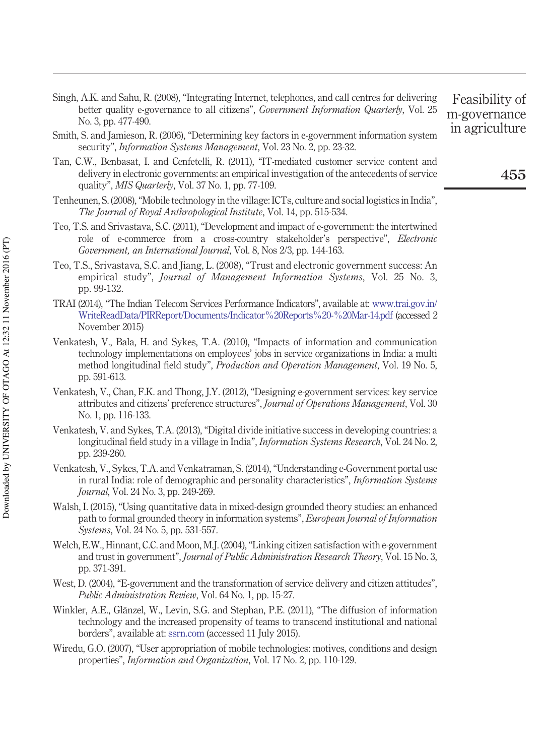Singh, A.K. and Sahu, R. (2008), "Integrating Internet, telephones, and call centres for delivering better quality e-governance to all citizens", *Government Information Quarterly*, Vol. 25 No. 3, pp. 477-490.

Smith, S. and Jamieson, R. (2006), "Determining key factors in e-government information system security", *Information Systems Management*, Vol. 23 No. 2, pp. 23-32.

Tan, C.W., Benbasat, I. and Cenfetelli, R. (2011), "IT-mediated customer service content and delivery in electronic governments: an empirical investigation of the antecedents of service quality", *MIS Quarterly*, Vol. 37 No. 1, pp. 77-109.

Tenheunen, S. (2008), "Mobile technology in the village: ICTs, culture and social logistics in India", *The Journal of Royal Anthropological Institute*, Vol. 14, pp. 515-534.

Teo, T.S. and Srivastava, S.C. (2011), "Development and impact of e-government: the intertwined role of e-commerce from a cross-country stakeholder's perspective", *Electronic Government, an International Journal*, Vol. 8, Nos 2/3, pp. 144-163.

Teo, T.S., Srivastava, S.C. and Jiang, L. (2008), "Trust and electronic government success: An empirical study", *Journal of Management Information Systems*, Vol. 25 No. 3, pp. 99-132.

TRAI (2014), "The Indian Telecom Services Performance Indicators", available at: www.trai.gov.in/WriteReadData/PIRReport/Documents/Indicator%20Reports%20-%20Mar-14.pdf (accessed 2 November 2015)

Venkatesh, V., Bala, H. and Sykes, T.A. (2010), "Impacts of information and communication technology implementations on employees' jobs in service organizations in India: a multi method longitudinal field study", *Production and Operation Management*, Vol. 19 No. 5, pp. 591-613.

Venkatesh, V., Chan, F.K. and Thong, J.Y. (2012), "Designing e-government services: key service attributes and citizens' preference structures", *Journal of Operations Management*, Vol. 30 No. 1, pp. 116-133.

Venkatesh, V. and Sykes, T.A. (2013), "Digital divide initiative success in developing countries: a longitudinal field study in a village in India", *Information Systems Research*, Vol. 24 No. 2, pp. 239-260.

Venkatesh, V., Sykes, T.A. and Venkatraman, S. (2014), "Understanding e-Government portal use in rural India: role of demographic and personality characteristics", *Information Systems Journal*, Vol. 24 No. 3, pp. 249-269.

Walsh, I. (2015), "Using quantitative data in mixed-design grounded theory studies: an enhanced path to formal grounded theory in information systems", *European Journal of Information Systems*, Vol. 24 No. 5, pp. 531-557.

Welch, E.W., Hinnant, C.C. and Moon, M.J. (2004), "Linking citizen satisfaction with e-government and trust in government", *Journal of Public Administration Research Theory*, Vol. 15 No. 3, pp. 371-391.

West, D. (2004), "E-government and the transformation of service delivery and citizen attitudes", *Public Administration Review*, Vol. 64 No. 1, pp. 15-27.

Winkler, A.E., Glänzel, W., Levin, S.G. and Stephan, P.E. (2011), "The diffusion of information technology and the increased propensity of teams to transcend institutional and national borders", available at: ssrn.com (accessed 11 July 2015).

Wiredu, G.O. (2007), "User appropriation of mobile technologies: motives, conditions and design properties", *Information and Organization*, Vol. 17 No. 2, pp. 110-129.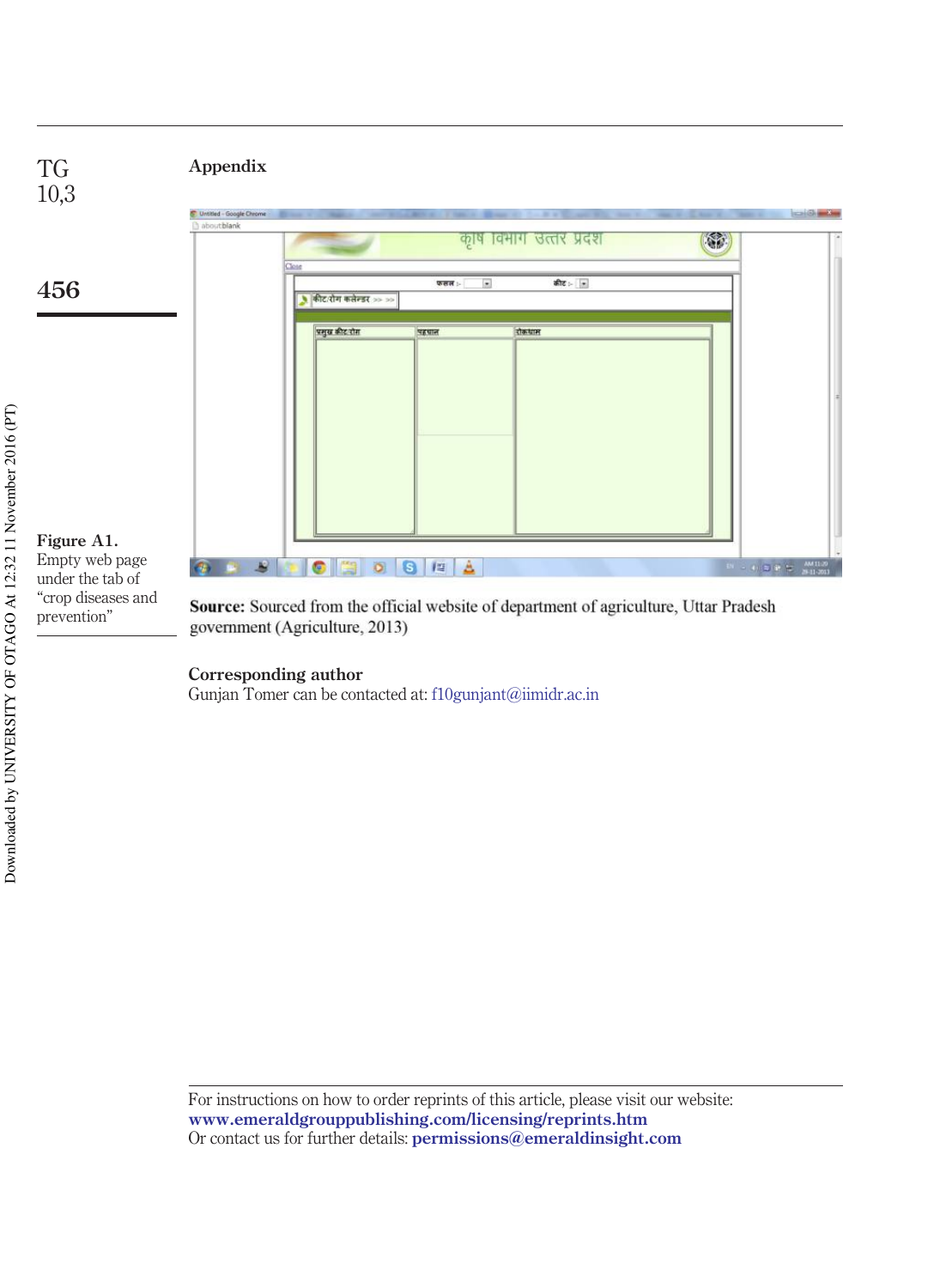## Appendix

**Figure A1.** Empty web page under the tab of "crop diseases and prevention"

**Source:** Sourced from the official website of department of agriculture, Uttar Pradesh government (Agriculture, 2013)

### Corresponding author

Gunjan Tomer can be contacted at: f10gunjant@iimidr.ac.in

For instructions on how to order reprints of this article, please visit our website:
**www.emeraldgrouppublishing.com/licensing/reprints.htm**
Or contact us for further details: **permissions@emeraldinsight.com**